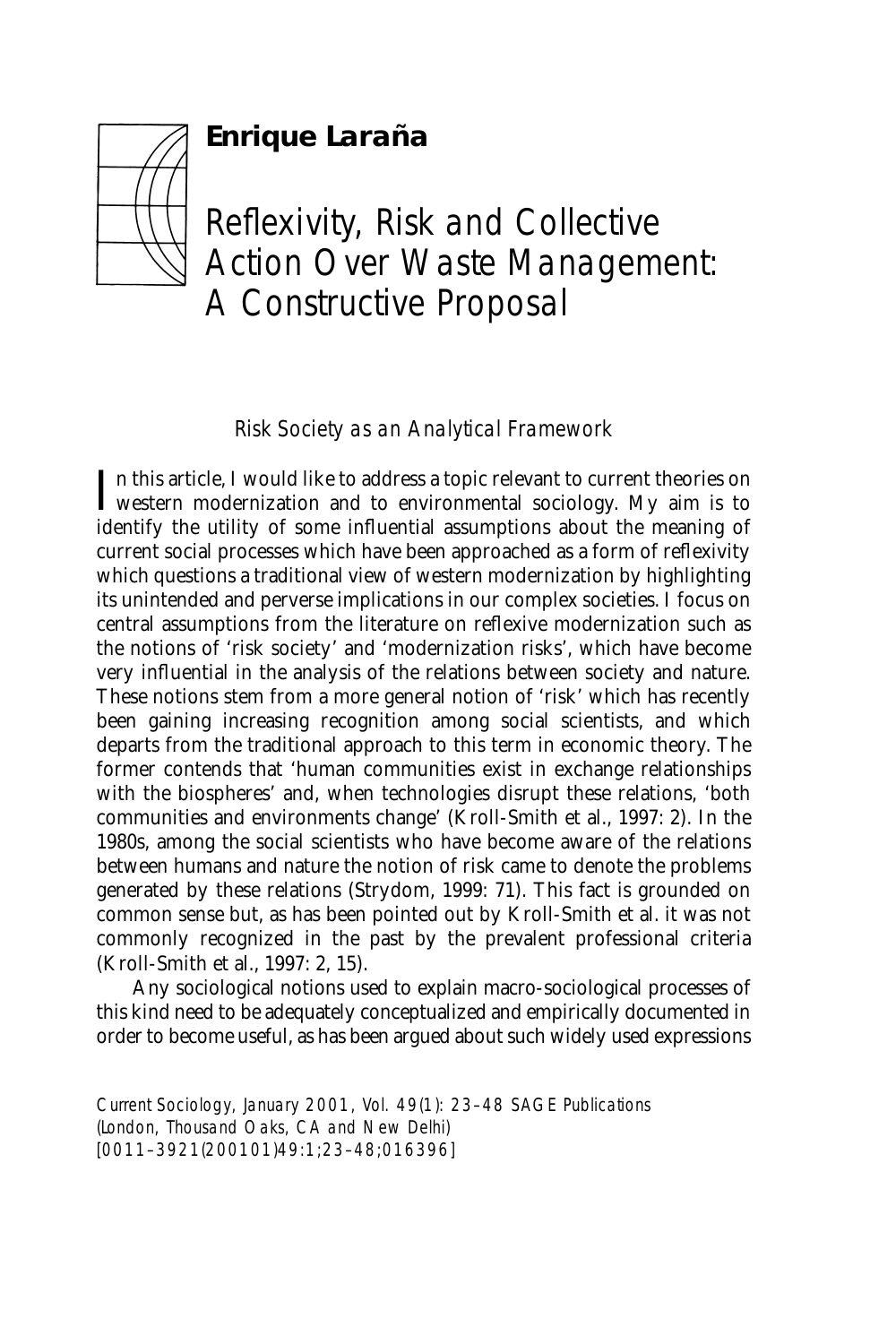# Enrique Laraña

# Reflexivity, Risk and Collective Action Over Waste Management: A Constructive Proposal

## Risk Society as an Analytical Framework

In this article, I would like to address a topic relevant to current theories on western modernization and to environmental sociology. My aim is to identify the utility of some influential assumptions about the meaning of current social processes which have been approached as a form of reflexivity which questions a traditional view of western modernization by highlighting its unintended and perverse implications in our complex societies. I focus on central assumptions from the literature on reflexive modernization such as the notions of 'risk society' and 'modernization risks', which have become very influential in the analysis of the relations between society and nature. These notions stem from a more general notion of 'risk' which has recently been gaining increasing recognition among social scientists, and which departs from the traditional approach to this term in economic theory. The former contends that 'human communities exist in exchange relationships with the biospheres' and, when technologies disrupt these relations, 'both communities and environments change' (Kroll-Smith et al., 1997: 2). In the 1980s, among the social scientists who have become aware of the relations between humans and nature the notion of risk came to denote the problems generated by these relations (Strydom, 1999: 71). This fact is grounded on common sense but, as has been pointed out by Kroll-Smith et al. it was not commonly recognized in the past by the prevalent professional criteria (Kroll-Smith et al., 1997: 2, 15).

Any sociological notions used to explain macro-sociological processes of this kind need to be adequately conceptualized and empirically documented in order to become useful, as has been argued about such widely used expressions

Current Sociology, January 2001, Vol. 49(1): 23–48 SAGE Publications (London, Thousand Oaks, CA and New Delhi) [0011–3921(200101)49:1;23–48;016396]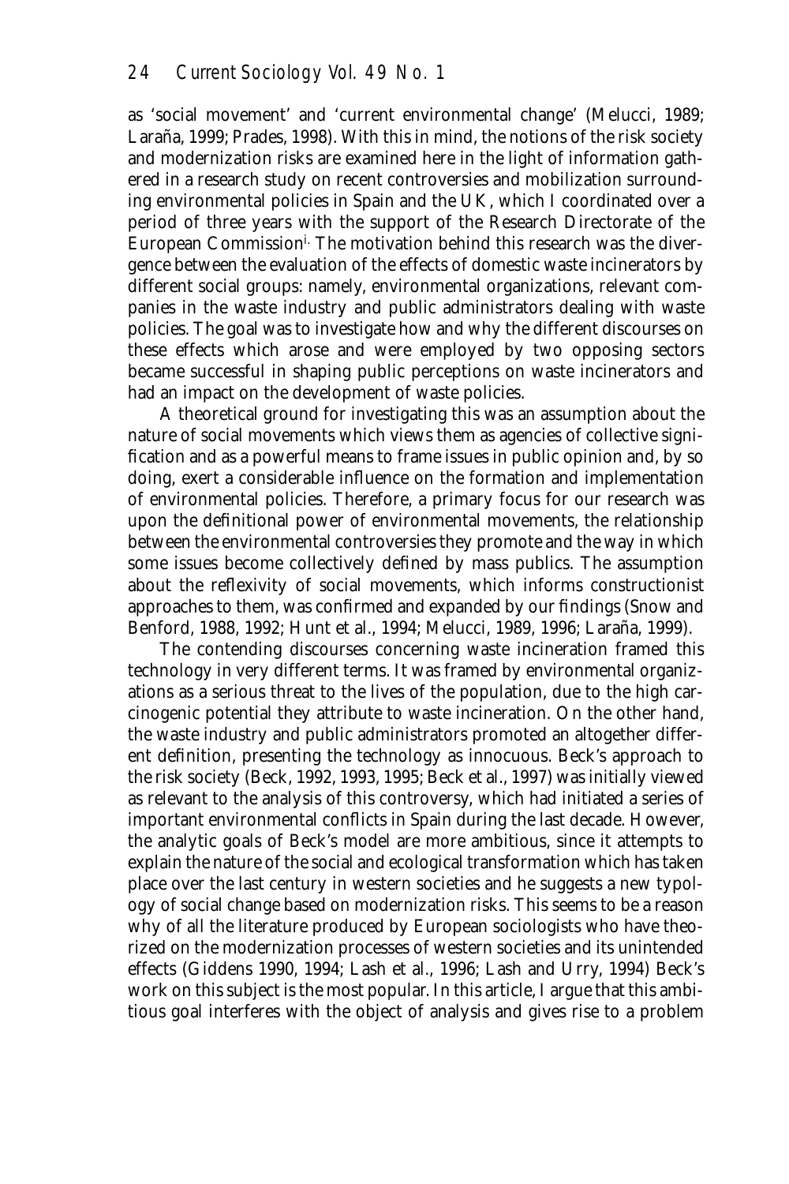as 'social movement' and 'current environmental change' (Melucci, 1989; Laraña, 1999; Prades, 1998). With this in mind, the notions of the risk society and modernization risks are examined here in the light of information gathered in a research study on recent controversies and mobilization surrounding environmental policies in Spain and the UK, which I coordinated over a period of three years with the support of the Research Directorate of the European Commission[i.] The motivation behind this research was the divergence between the evaluation of the effects of domestic waste incinerators by different social groups: namely, environmental organizations, relevant companies in the waste industry and public administrators dealing with waste policies. The goal was to investigate how and why the different discourses on these effects which arose and were employed by two opposing sectors became successful in shaping public perceptions on waste incinerators and had an impact on the development of waste policies.

A theoretical ground for investigating this was an assumption about the nature of social movements which views them as agencies of collective signification and as a powerful means to frame issues in public opinion and, by so doing, exert a considerable influence on the formation and implementation of environmental policies. Therefore, a primary focus for our research was upon the definitional power of environmental movements, the relationship between the environmental controversies they promote and the way in which some issues become collectively defined by mass publics. The assumption about the reflexivity of social movements, which informs constructionist approaches to them, was confirmed and expanded by our findings (Snow and Benford, 1988, 1992; Hunt et al., 1994; Melucci, 1989, 1996; Laraña, 1999).

The contending discourses concerning waste incineration framed this technology in very different terms. It was framed by environmental organizations as a serious threat to the lives of the population, due to the high carcinogenic potential they attribute to waste incineration. On the other hand, the waste industry and public administrators promoted an altogether different definition, presenting the technology as innocuous. Beck's approach to the risk society (Beck, 1992, 1993, 1995; Beck et al., 1997) was initially viewed as relevant to the analysis of this controversy, which had initiated a series of important environmental conflicts in Spain during the last decade. However, the analytic goals of Beck's model are more ambitious, since it attempts to explain the nature of the social and ecological transformation which has taken place over the last century in western societies and he suggests a new typology of social change based on modernization risks. This seems to be a reason why of all the literature produced by European sociologists who have theorized on the modernization processes of western societies and its unintended effects (Giddens 1990, 1994; Lash et al., 1996; Lash and Urry, 1994) Beck's work on this subject is the most popular. In this article, I argue that this ambitious goal interferes with the object of analysis and gives rise to a problem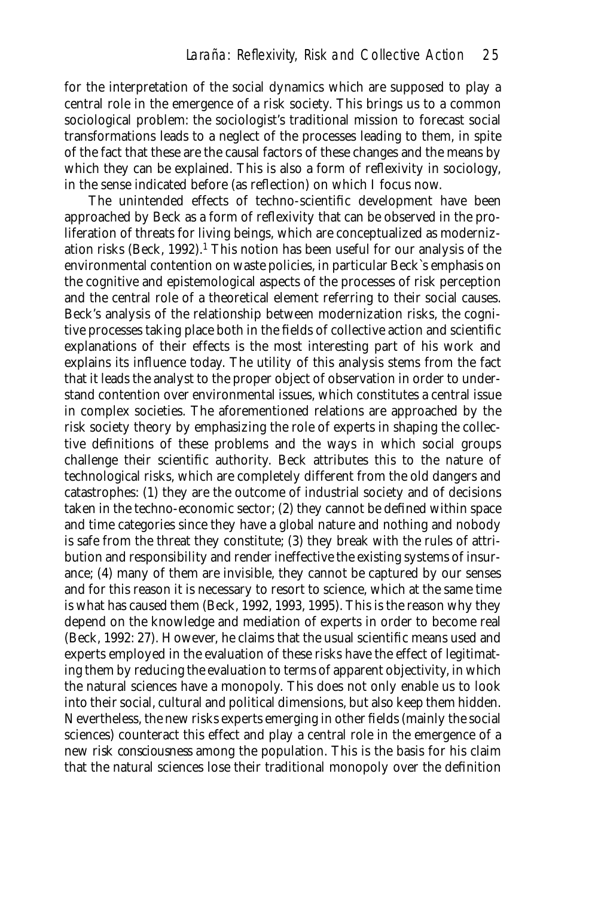for the interpretation of the social dynamics which are supposed to play a central role in the emergence of a risk society. This brings us to a common sociological problem: the sociologist's traditional mission to forecast social transformations leads to a neglect of the processes leading to them, in spite of the fact that these are the causal factors of these changes and the means by which they can be explained. This is also a form of reflexivity in sociology, in the sense indicated before (as reflection) on which I focus now.

The unintended effects of techno-scientific development have been approached by Beck as a form of reflexivity that can be observed in the proliferation of threats for living beings, which are conceptualized as modernization risks (Beck, 1992).[1] This notion has been useful for our analysis of the environmental contention on waste policies, in particular Beck`s emphasis on the cognitive and epistemological aspects of the processes of risk perception and the central role of a theoretical element referring to their social causes. Beck's analysis of the relationship between modernization risks, the cognitive processes taking place both in the fields of collective action and scientific explanations of their effects is the most interesting part of his work and explains its influence today. The utility of this analysis stems from the fact that it leads the analyst to the proper object of observation in order to understand contention over environmental issues, which constitutes a central issue in complex societies. The aforementioned relations are approached by the risk society theory by emphasizing the role of experts in shaping the collective definitions of these problems and the ways in which social groups challenge their scientific authority. Beck attributes this to the nature of technological risks, which are completely different from the old dangers and catastrophes: (1) they are the outcome of industrial society and of decisions taken in the techno-economic sector; (2) they cannot be defined within space and time categories since they have a global nature and nothing and nobody is safe from the threat they constitute; (3) they break with the rules of attribution and responsibility and render ineffective the existing systems of insurance; (4) many of them are invisible, they cannot be captured by our senses and for this reason it is necessary to resort to science, which at the same time is what has caused them (Beck, 1992, 1993, 1995). This is the reason why they depend on the knowledge and mediation of experts in order to become real (Beck, 1992: 27). However, he claims that the usual scientific means used and experts employed in the evaluation of these risks have the effect of legitimating them by reducing the evaluation to terms of apparent objectivity, in which the natural sciences have a monopoly. This does not only enable us to look into their social, cultural and political dimensions, but also keep them hidden. Nevertheless, the new risks experts emerging in other fields (mainly the social sciences) counteract this effect and play a central role in the emergence of a new risk *consciousness* among the population. This is the basis for his claim that the natural sciences lose their traditional monopoly over the definition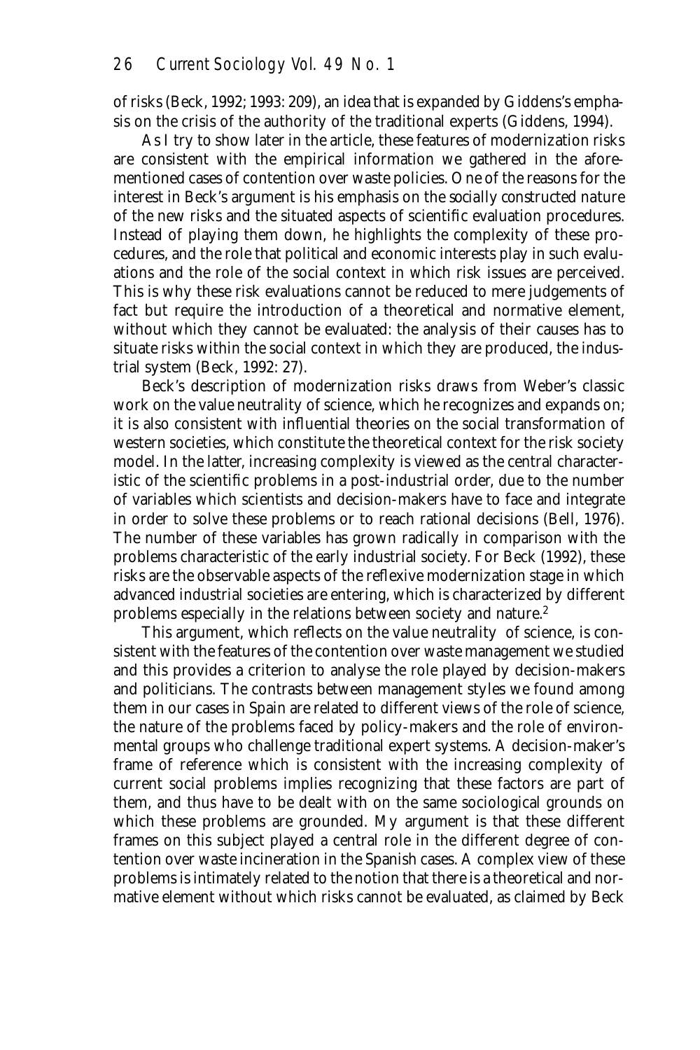of risks (Beck, 1992; 1993: 209), an idea that is expanded by Giddens's emphasis on the crisis of the authority of the traditional experts (Giddens, 1994).

As I try to show later in the article, these features of modernization risks are consistent with the empirical information we gathered in the aforementioned cases of contention over waste policies. One of the reasons for the interest in Beck's argument is his emphasis on the socially constructed nature of the new risks and the situated aspects of scientific evaluation procedures. Instead of playing them down, he highlights the complexity of these procedures, and the role that political and economic interests play in such evaluations and the role of the social context in which risk issues are perceived. This is why these risk evaluations cannot be reduced to mere judgements of fact but require the introduction of a theoretical and normative element, without which they cannot be evaluated: the analysis of their causes has to situate risks within the social context in which they are produced, the industrial system (Beck, 1992: 27).

Beck's description of modernization risks draws from Weber's classic work on the value neutrality of science, which he recognizes and expands on; it is also consistent with influential theories on the social transformation of western societies, which constitute the theoretical context for the risk society model. In the latter, increasing complexity is viewed as the central characteristic of the scientific problems in a post-industrial order, due to the number of variables which scientists and decision-makers have to face and integrate in order to solve these problems or to reach rational decisions (Bell, 1976). The number of these variables has grown radically in comparison with the problems characteristic of the early industrial society. For Beck (1992), these risks are the observable aspects of the reflexive modernization stage in which advanced industrial societies are entering, which is characterized by different problems especially in the relations between society and nature.[2]

This argument, which reflects on the value neutrality of science, is consistent with the features of the contention over waste management we studied and this provides a criterion to analyse the role played by decision-makers and politicians. The contrasts between management styles we found among them in our cases in Spain are related to different views of the role of science, the nature of the problems faced by policy-makers and the role of environmental groups who challenge traditional expert systems. A decision-maker's frame of reference which is consistent with the increasing complexity of current social problems implies recognizing that these factors are part of them, and thus have to be dealt with on the same sociological grounds on which these problems are grounded. My argument is that these different frames on this subject played a central role in the different degree of contention over waste incineration in the Spanish cases. A complex view of these problems is intimately related to the notion that there is a theoretical and normative element without which risks cannot be evaluated, as claimed by Beck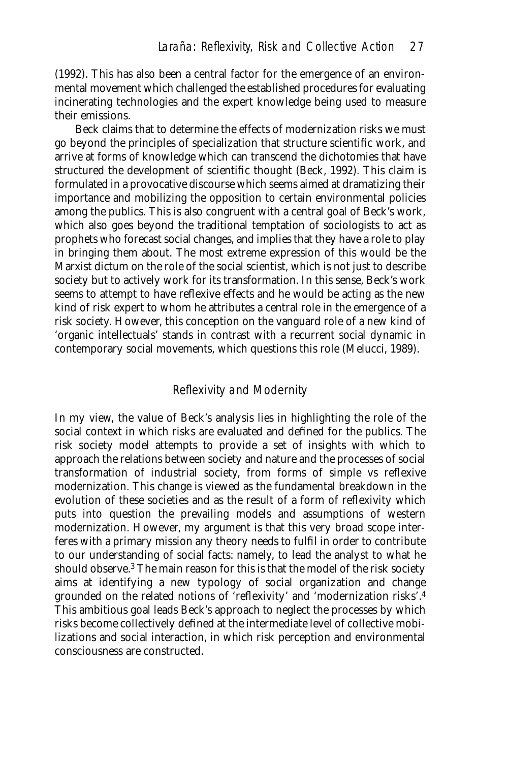(1992). This has also been a central factor for the emergence of an environmental movement which challenged the established procedures for evaluating incinerating technologies and the expert knowledge being used to measure their emissions.

Beck claims that to determine the effects of modernization risks we must go beyond the principles of specialization that structure scientific work, and arrive at forms of knowledge which can transcend the dichotomies that have structured the development of scientific thought (Beck, 1992). This claim is formulated in a provocative discourse which seems aimed at dramatizing their importance and mobilizing the opposition to certain environmental policies among the publics. This is also congruent with a central goal of Beck's work, which also goes beyond the traditional temptation of sociologists to act as prophets who forecast social changes, and implies that they have a role to play in bringing them about. The most extreme expression of this would be the Marxist dictum on the role of the social scientist, which is not just to describe society but to actively work for its transformation. In this sense, Beck's work seems to attempt to have reflexive effects and he would be acting as the new kind of risk expert to whom he attributes a central role in the emergence of a risk society. However, this conception on the vanguard role of a new kind of 'organic intellectuals' stands in contrast with a recurrent social dynamic in contemporary social movements, which questions this role (Melucci, 1989).

## Reflexivity and Modernity

In my view, the value of Beck's analysis lies in highlighting the role of the social context in which risks are evaluated and defined for the publics. The risk society model attempts to provide a set of insights with which to approach the relations between society and nature and the processes of social transformation of industrial society, from forms of simple vs reflexive modernization. This change is viewed as the fundamental breakdown in the evolution of these societies and as the result of a form of reflexivity which puts into question the prevailing models and assumptions of western modernization. However, my argument is that this very broad scope interferes with a primary mission any theory needs to fulfil in order to contribute to our understanding of social facts: namely, to lead the analyst to what he should observe.[3] The main reason for this is that the model of the risk society aims at identifying a new typology of social organization and change grounded on the related notions of 'reflexivity' and 'modernization risks'.[4] This ambitious goal leads Beck's approach to neglect the processes by which risks become collectively defined at the intermediate level of collective mobilizations and social interaction, in which risk perception and environmental consciousness are constructed.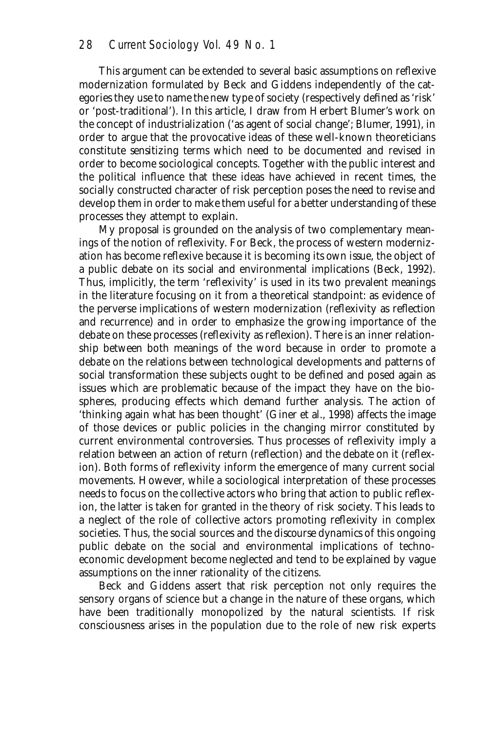This argument can be extended to several basic assumptions on reflexive modernization formulated by Beck and Giddens independently of the categories they use to name the new type of society (respectively defined as 'risk' or 'post-traditional'). In this article, I draw from Herbert Blumer's work on the concept of industrialization ('as agent of social change'; Blumer, 1991), in order to argue that the provocative ideas of these well-known theoreticians constitute sensitizing terms which need to be documented and revised in order to become sociological concepts. Together with the public interest and the political influence that these ideas have achieved in recent times, the socially constructed character of risk perception poses the need to revise and develop them in order to make them useful for a better understanding of these processes they attempt to explain.

My proposal is grounded on the analysis of two complementary meanings of the notion of reflexivity. For Beck, the process of western modernization has become reflexive because it is becoming its own issue, the object of a public debate on its social and environmental implications (Beck, 1992). Thus, implicitly, the term 'reflexivity' is used in its two prevalent meanings in the literature focusing on it from a theoretical standpoint: as evidence of the perverse implications of western modernization (reflexivity as reflection and recurrence) and in order to emphasize the growing importance of the debate on these processes (reflexivity as reflexion). There is an inner relationship between both meanings of the word because in order to promote a debate on the relations between technological developments and patterns of social transformation these subjects ought to be defined and posed again as issues which are problematic because of the impact they have on the biospheres, producing effects which demand further analysis. The action of 'thinking again what has been thought' (Giner et al., 1998) affects the image of those devices or public policies in the changing mirror constituted by current environmental controversies. Thus processes of reflexivity imply a relation between an action of return (reflection) and the debate on it (reflexion). Both forms of reflexivity inform the emergence of many current social movements. However, while a sociological interpretation of these processes needs to focus on the collective actors who bring that action to public reflexion, the latter is taken for granted in the theory of risk society. This leads to a neglect of the role of collective actors promoting reflexivity in complex societies. Thus, the social sources and the discourse dynamics of this ongoing public debate on the social and environmental implications of techno-economic development become neglected and tend to be explained by vague assumptions on the inner rationality of the citizens.

Beck and Giddens assert that risk perception not only requires the sensory organs of science but a change in the nature of these organs, which have been traditionally monopolized by the natural scientists. If risk consciousness arises in the population due to the role of new risk experts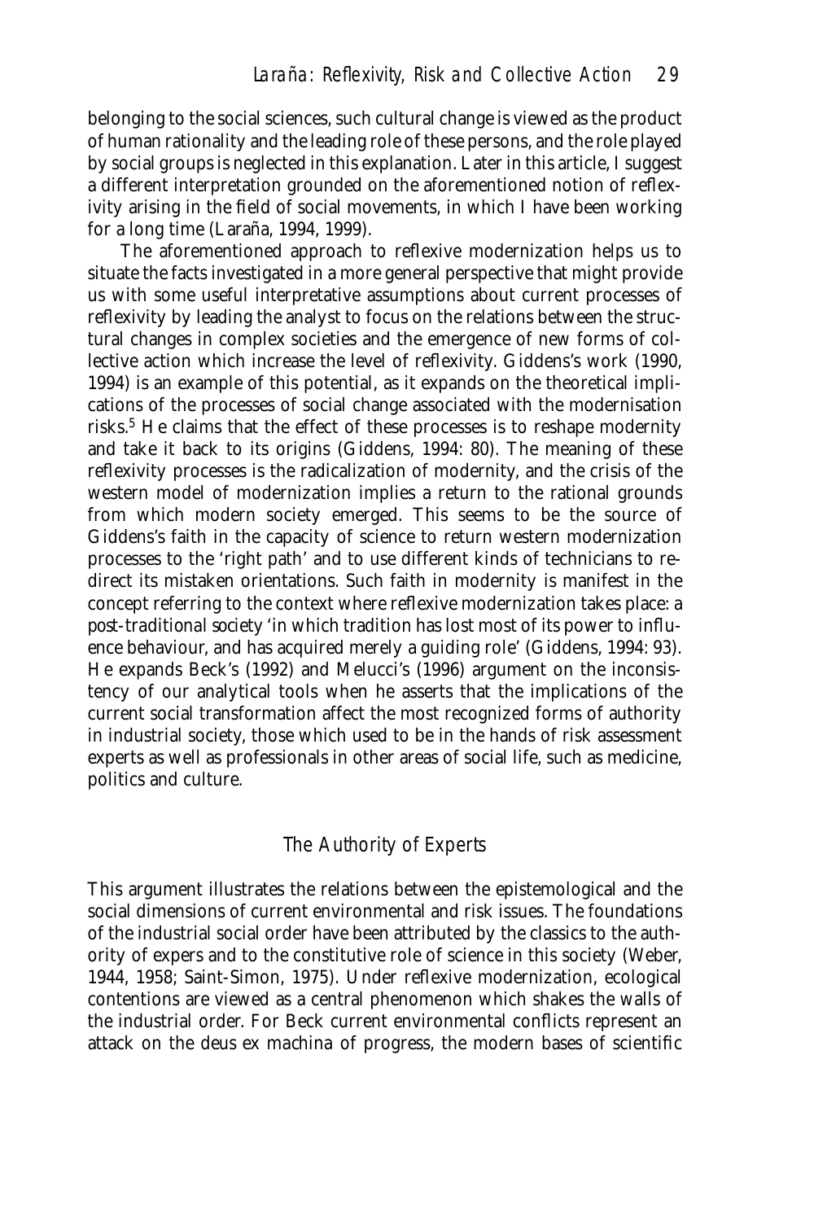belonging to the social sciences, such cultural change is viewed as the product of human rationality and the leading role of these persons, and the role played by social groups is neglected in this explanation. Later in this article, I suggest a different interpretation grounded on the aforementioned notion of reflexivity arising in the field of social movements, in which I have been working for a long time (Laraña, 1994, 1999).

The aforementioned approach to reflexive modernization helps us to situate the facts investigated in a more general perspective that might provide us with some useful interpretative assumptions about current processes of reflexivity by leading the analyst to focus on the relations between the structural changes in complex societies and the emergence of new forms of collective action which increase the level of reflexivity. Giddens's work (1990, 1994) is an example of this potential, as it expands on the theoretical implications of the processes of social change associated with the modernisation risks.[5] He claims that the effect of these processes is to reshape modernity and take it back to its origins (Giddens, 1994: 80). The meaning of these reflexivity processes is the radicalization of modernity, and the crisis of the western model of modernization implies a return to the rational grounds from which modern society emerged. This seems to be the source of Giddens's faith in the capacity of science to return western modernization processes to the 'right path' and to use different kinds of technicians to redirect its mistaken orientations. Such faith in modernity is manifest in the concept referring to the context where reflexive modernization takes place: a *post-traditional society* 'in which tradition has lost most of its power to influence behaviour, and has acquired merely a guiding role' (Giddens, 1994: 93). He expands Beck's (1992) and Melucci's (1996) argument on the inconsistency of our analytical tools when he asserts that the implications of the current social transformation affect the most recognized forms of authority in industrial society, those which used to be in the hands of risk assessment experts as well as professionals in other areas of social life, such as medicine, politics and culture.

## The Authority of Experts

This argument illustrates the relations between the epistemological and the social dimensions of current environmental and risk issues. The foundations of the industrial social order have been attributed by the classics to the authority of expers and to the constitutive role of science in this society (Weber, 1944, 1958; Saint-Simon, 1975). Under reflexive modernization, ecological contentions are viewed as a central phenomenon which shakes the walls of the industrial order. For Beck current environmental conflicts represent an attack on the *deus ex machina* of progress, the modern bases of scientific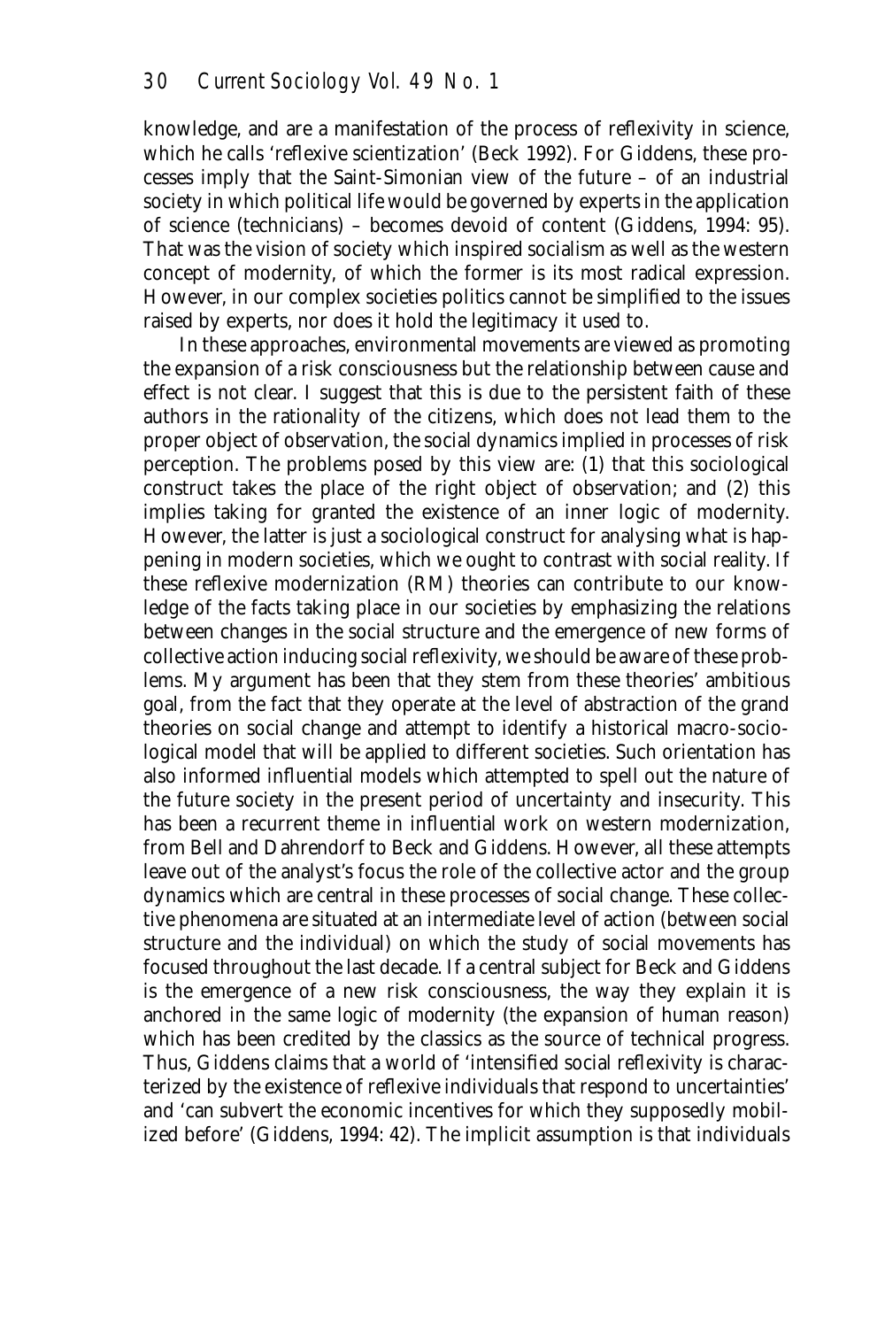knowledge, and are a manifestation of the process of reflexivity in science, which he calls 'reflexive scientization' (Beck 1992). For Giddens, these processes imply that the Saint-Simonian view of the future – of an industrial society in which political life would be governed by experts in the application of science (technicians) – becomes devoid of content (Giddens, 1994: 95). That was the vision of society which inspired socialism as well as the western concept of modernity, of which the former is its most radical expression. However, in our complex societies politics cannot be simplified to the issues raised by experts, nor does it hold the legitimacy it used to.

In these approaches, environmental movements are viewed as promoting the expansion of a risk consciousness but the relationship between cause and effect is not clear. I suggest that this is due to the persistent faith of these authors in the rationality of the citizens, which does not lead them to the proper object of observation, the social dynamics implied in processes of risk perception. The problems posed by this view are: (1) that this sociological construct takes the place of the right object of observation; and (2) this implies taking for granted the existence of an inner logic of modernity. However, the latter is just a sociological construct for analysing what is happening in modern societies, which we ought to contrast with social reality. If these reflexive modernization (RM) theories can contribute to our knowledge of the facts taking place in our societies by emphasizing the relations between changes in the social structure and the emergence of new forms of collective action inducing social reflexivity, we should be aware of these problems. My argument has been that they stem from these theories' ambitious goal, from the fact that they operate at the level of abstraction of the grand theories on social change and attempt to identify a historical macro-sociological model that will be applied to different societies. Such orientation has also informed influential models which attempted to spell out the nature of the future society in the present period of uncertainty and insecurity. This has been a recurrent theme in influential work on western modernization, from Bell and Dahrendorf to Beck and Giddens. However, all these attempts leave out of the analyst's focus the role of the collective actor and the group dynamics which are central in these processes of social change. These collective phenomena are situated at an intermediate level of action (between social structure and the individual) on which the study of social movements has focused throughout the last decade. If a central subject for Beck and Giddens is the emergence of a new risk consciousness, the way they explain it is anchored in the same logic of modernity (the expansion of human reason) which has been credited by the classics as the source of technical progress. Thus, Giddens claims that a world of 'intensified social reflexivity is characterized by the existence of reflexive individuals that respond to uncertainties' and 'can subvert the economic incentives for which they supposedly mobilized before' (Giddens, 1994: 42). The implicit assumption is that individuals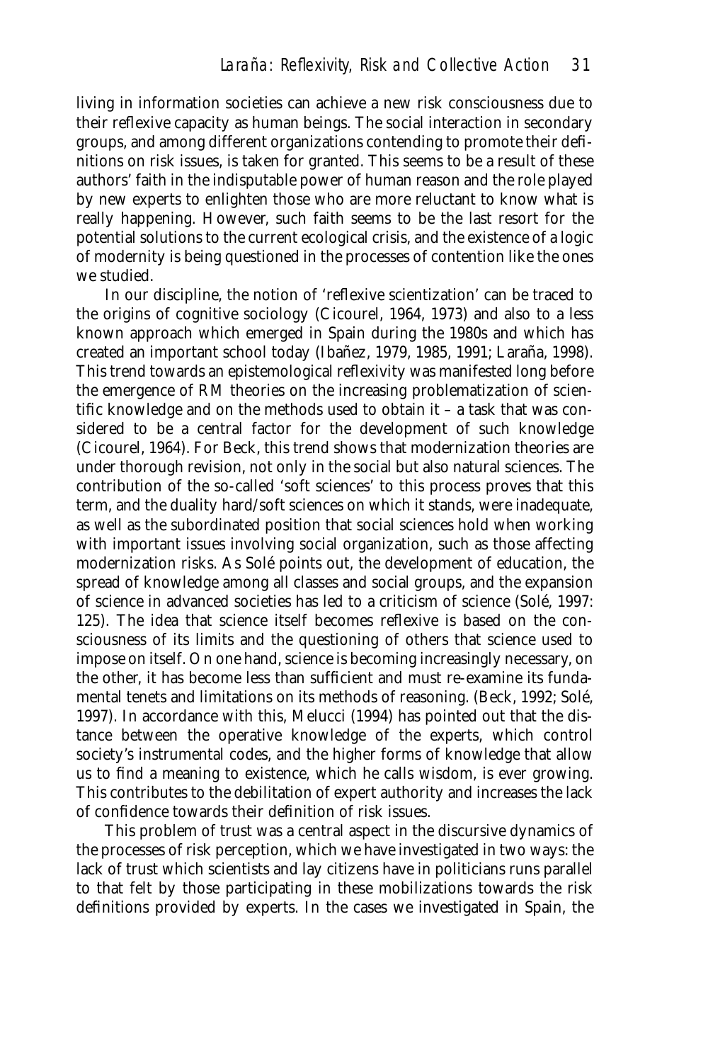living in information societies can achieve a new risk consciousness due to their reflexive capacity as human beings. The social interaction in secondary groups, and among different organizations contending to promote their definitions on risk issues, is taken for granted. This seems to be a result of these authors' faith in the indisputable power of human reason and the role played by new experts to enlighten those who are more reluctant to know what is really happening. However, such faith seems to be the last resort for the potential solutions to the current ecological crisis, and the existence of a logic of modernity is being questioned in the processes of contention like the ones we studied.

In our discipline, the notion of 'reflexive scientization' can be traced to the origins of cognitive sociology (Cicourel, 1964, 1973) and also to a less known approach which emerged in Spain during the 1980s and which has created an important school today (Ibañez, 1979, 1985, 1991; Laraña, 1998). This trend towards an epistemological reflexivity was manifested long before the emergence of RM theories on the increasing problematization of scientific knowledge and on the methods used to obtain it – a task that was considered to be a central factor for the development of such knowledge (Cicourel, 1964). For Beck, this trend shows that modernization theories are under thorough revision, not only in the social but also natural sciences. The contribution of the so-called 'soft sciences' to this process proves that this term, and the duality hard/soft sciences on which it stands, were inadequate, as well as the subordinated position that social sciences hold when working with important issues involving social organization, such as those affecting modernization risks. As Solé points out, the development of education, the spread of knowledge among all classes and social groups, and the expansion of science in advanced societies has led to a criticism of science (Solé, 1997: 125). The idea that science itself becomes reflexive is based on the consciousness of its limits and the questioning of others that science used to impose on itself. On one hand, science is becoming increasingly necessary, on the other, it has become less than sufficient and must re-examine its fundamental tenets and limitations on its methods of reasoning. (Beck, 1992; Solé, 1997). In accordance with this, Melucci (1994) has pointed out that the distance between the operative knowledge of the experts, which control society's instrumental codes, and the higher forms of knowledge that allow us to find a meaning to existence, which he calls wisdom, is ever growing. This contributes to the debilitation of expert authority and increases the lack of confidence towards their definition of risk issues.

This problem of trust was a central aspect in the discursive dynamics of the processes of risk perception, which we have investigated in two ways: the lack of trust which scientists and lay citizens have in politicians runs parallel to that felt by those participating in these mobilizations towards the risk definitions provided by experts. In the cases we investigated in Spain, the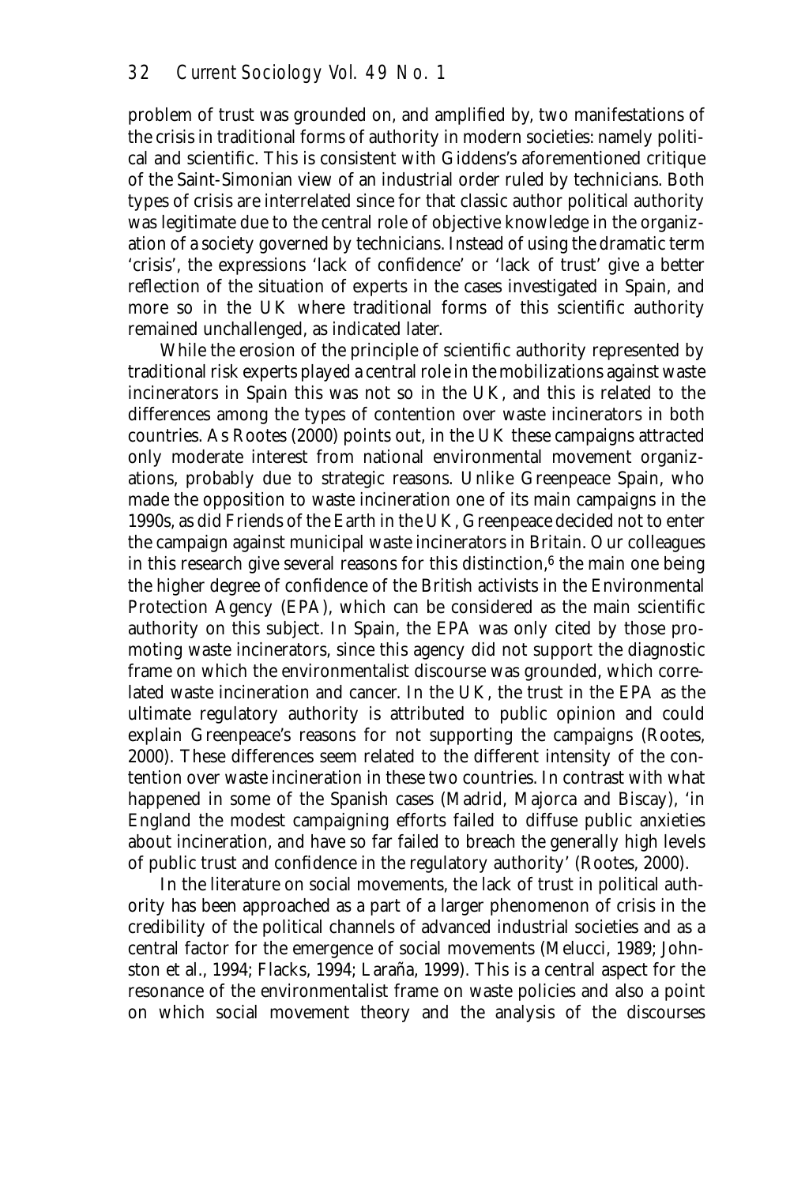problem of trust was grounded on, and amplified by, two manifestations of the crisis in traditional forms of authority in modern societies: namely political and scientific. This is consistent with Giddens's aforementioned critique of the Saint-Simonian view of an industrial order ruled by technicians. Both types of crisis are interrelated since for that classic author political authority was legitimate due to the central role of objective knowledge in the organization of a society governed by technicians. Instead of using the dramatic term 'crisis', the expressions 'lack of confidence' or 'lack of trust' give a better reflection of the situation of experts in the cases investigated in Spain, and more so in the UK where traditional forms of this scientific authority remained unchallenged, as indicated later.

While the erosion of the principle of scientific authority represented by traditional risk experts played a central role in the mobilizations against waste incinerators in Spain this was not so in the UK, and this is related to the differences among the types of contention over waste incinerators in both countries. As Rootes (2000) points out, in the UK these campaigns attracted only moderate interest from national environmental movement organizations, probably due to strategic reasons. Unlike Greenpeace Spain, who made the opposition to waste incineration one of its main campaigns in the 1990s, as did Friends of the Earth in the UK, Greenpeace decided not to enter the campaign against municipal waste incinerators in Britain. Our colleagues in this research give several reasons for this distinction,[6] the main one being the higher degree of confidence of the British activists in the Environmental Protection Agency (EPA), which can be considered as the main scientific authority on this subject. In Spain, the EPA was only cited by those promoting waste incinerators, since this agency did not support the diagnostic frame on which the environmentalist discourse was grounded, which correlated waste incineration and cancer. In the UK, the trust in the EPA as the ultimate regulatory authority is attributed to public opinion and could explain Greenpeace's reasons for not supporting the campaigns (Rootes, 2000). These differences seem related to the different intensity of the contention over waste incineration in these two countries. In contrast with what happened in some of the Spanish cases (Madrid, Majorca and Biscay), 'in England the modest campaigning efforts failed to diffuse public anxieties about incineration, and have so far failed to breach the generally high levels of public trust and confidence in the regulatory authority' (Rootes, 2000).

In the literature on social movements, the lack of trust in political authority has been approached as a part of a larger phenomenon of crisis in the credibility of the political channels of advanced industrial societies and as a central factor for the emergence of social movements (Melucci, 1989; Johnston et al., 1994; Flacks, 1994; Laraña, 1999). This is a central aspect for the resonance of the environmentalist frame on waste policies and also a point on which social movement theory and the analysis of the discourses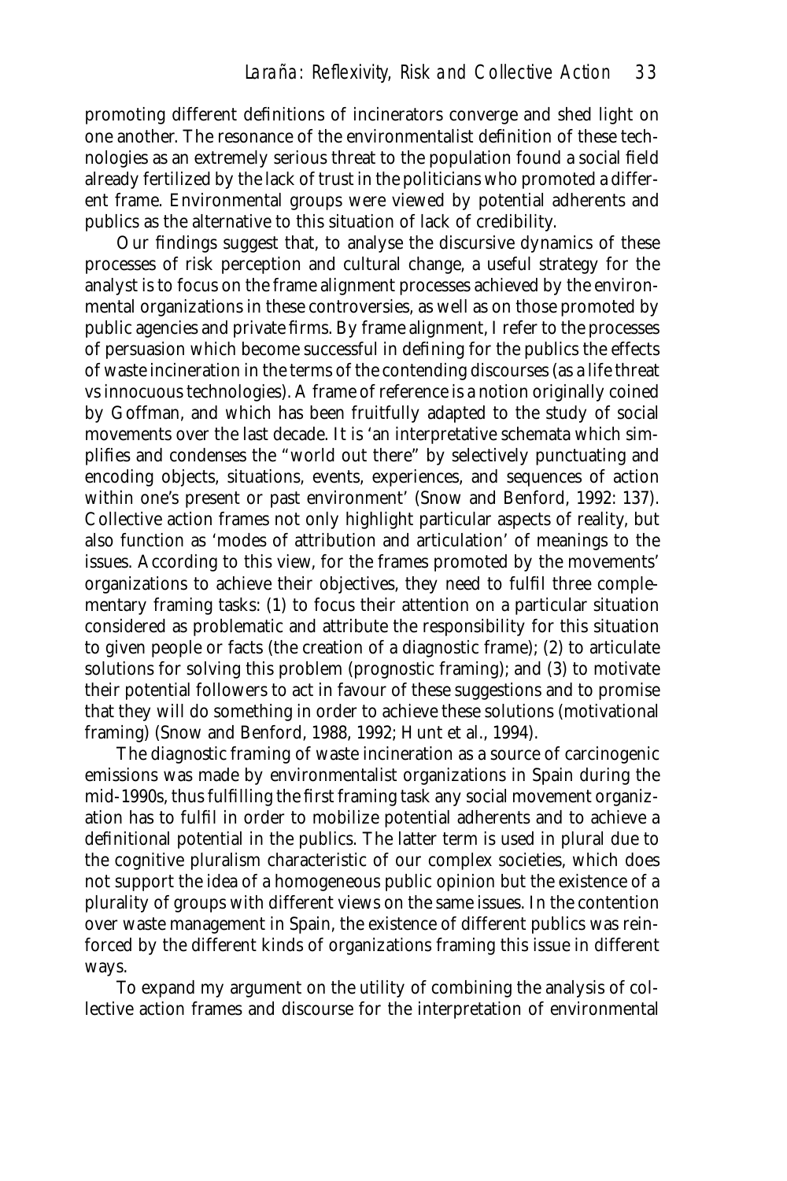promoting different definitions of incinerators converge and shed light on one another. The resonance of the environmentalist definition of these technologies as an extremely serious threat to the population found a social field already fertilized by the lack of trust in the politicians who promoted a different frame. Environmental groups were viewed by potential adherents and publics as the alternative to this situation of lack of credibility.

Our findings suggest that, to analyse the discursive dynamics of these processes of risk perception and cultural change, a useful strategy for the analyst is to focus on the frame alignment processes achieved by the environmental organizations in these controversies, as well as on those promoted by public agencies and private firms. By frame alignment, I refer to the processes of persuasion which become successful in defining for the publics the effects of waste incineration in the terms of the contending discourses (as a life threat vs innocuous technologies). A frame of reference is a notion originally coined by Goffman, and which has been fruitfully adapted to the study of social movements over the last decade. It is 'an interpretative schemata which simplifies and condenses the "world out there" by selectively punctuating and encoding objects, situations, events, experiences, and sequences of action within one's present or past environment' (Snow and Benford, 1992: 137). Collective action frames not only highlight particular aspects of reality, but also function as 'modes of attribution and articulation' of meanings to the issues. According to this view, for the frames promoted by the movements' organizations to achieve their objectives, they need to fulfil three complementary framing tasks: (1) to focus their attention on a particular situation considered as problematic and attribute the responsibility for this situation to given people or facts (the creation of a diagnostic frame); (2) to articulate solutions for solving this problem (prognostic framing); and (3) to motivate their potential followers to act in favour of these suggestions and to promise that they will do something in order to achieve these solutions (motivational framing) (Snow and Benford, 1988, 1992; Hunt et al., 1994).

The diagnostic framing of waste incineration as a source of carcinogenic emissions was made by environmentalist organizations in Spain during the mid-1990s, thus fulfilling the first framing task any social movement organization has to fulfil in order to mobilize potential adherents and to achieve a definitional potential in the publics. The latter term is used in plural due to the cognitive pluralism characteristic of our complex societies, which does not support the idea of a homogeneous public opinion but the existence of a plurality of groups with different views on the same issues. In the contention over waste management in Spain, the existence of different publics was reinforced by the different kinds of organizations framing this issue in different ways.

To expand my argument on the utility of combining the analysis of collective action frames and discourse for the interpretation of environmental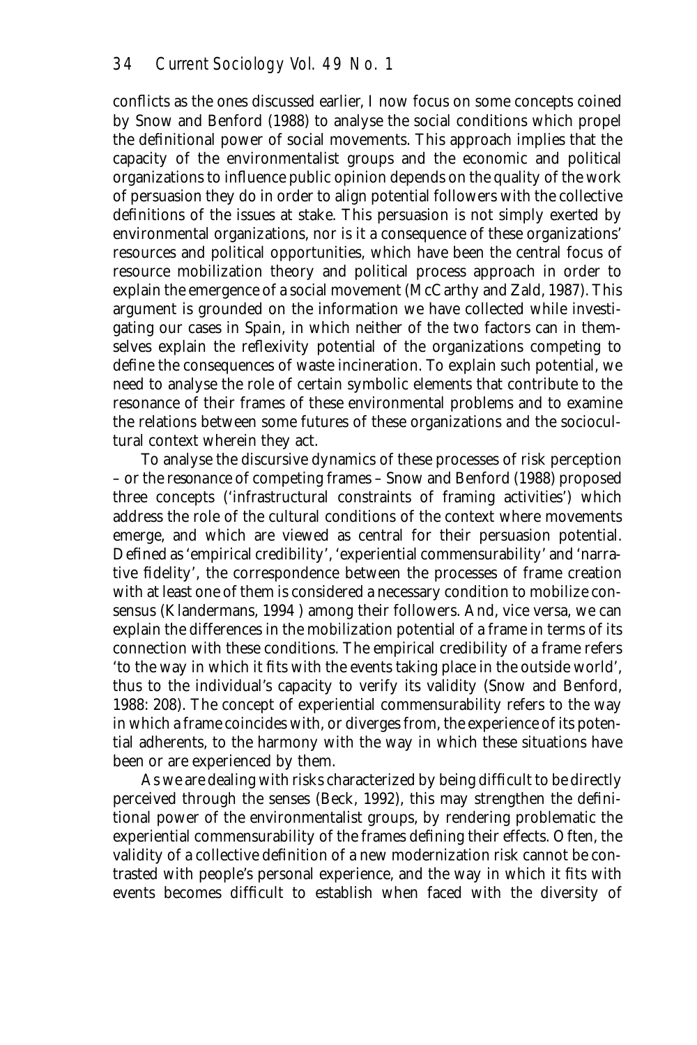conflicts as the ones discussed earlier, I now focus on some concepts coined by Snow and Benford (1988) to analyse the social conditions which propel the definitional power of social movements. This approach implies that the capacity of the environmentalist groups and the economic and political organizations to influence public opinion depends on the quality of the work of persuasion they do in order to align potential followers with the collective definitions of the issues at stake. This persuasion is not simply exerted by environmental organizations, nor is it a consequence of these organizations' resources and political opportunities, which have been the central focus of resource mobilization theory and political process approach in order to explain the emergence of a social movement (McCarthy and Zald, 1987). This argument is grounded on the information we have collected while investigating our cases in Spain, in which neither of the two factors can in themselves explain the reflexivity potential of the organizations competing to define the consequences of waste incineration. To explain such potential, we need to analyse the role of certain symbolic elements that contribute to the resonance of their frames of these environmental problems and to examine the relations between some futures of these organizations and the sociocultural context wherein they act.

To analyse the discursive dynamics of these processes of risk perception – or the *resonance* of competing frames – Snow and Benford (1988) proposed three concepts ('infrastructural constraints of framing activities') which address the role of the cultural conditions of the context where movements emerge, and which are viewed as central for their persuasion potential. Defined as 'empirical credibility', 'experiential commensurability' and 'narrative fidelity', the correspondence between the processes of frame creation with at least one of them is considered a necessary condition to mobilize consensus (Klandermans, 1994 ) among their followers. And, vice versa, we can explain the differences in the mobilization potential of a frame in terms of its connection with these conditions. The empirical credibility of a frame refers 'to the way in which it fits with the events taking place in the outside world', thus to the individual's capacity to verify its validity (Snow and Benford, 1988: 208). The concept of experiential commensurability refers to the way in which a frame coincides with, or diverges from, the experience of its potential adherents, to the harmony with the way in which these situations have been or are experienced by them.

As we are dealing with risks characterized by being difficult to be directly perceived through the senses (Beck, 1992), this may strengthen the definitional power of the environmentalist groups, by rendering problematic the experiential commensurability of the frames defining their effects. Often, the validity of a collective definition of a new modernization risk cannot be contrasted with people's personal experience, and the way in which it fits with events becomes difficult to establish when faced with the diversity of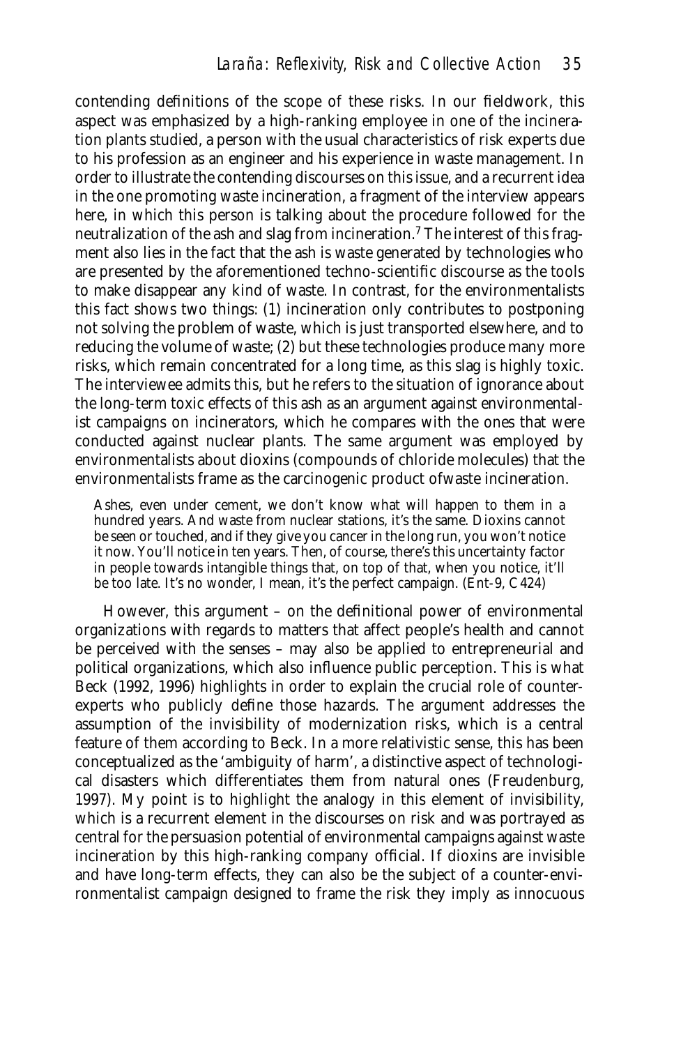contending definitions of the scope of these risks. In our fieldwork, this aspect was emphasized by a high-ranking employee in one of the incineration plants studied, a person with the usual characteristics of risk experts due to his profession as an engineer and his experience in waste management. In order to illustrate the contending discourses on this issue, and a recurrent idea in the one promoting waste incineration, a fragment of the interview appears here, in which this person is talking about the procedure followed for the neutralization of the ash and slag from incineration.[7] The interest of this fragment also lies in the fact that the ash is waste generated by technologies who are presented by the aforementioned techno-scientific discourse as the tools to make disappear any kind of waste. In contrast, for the environmentalists this fact shows two things: (1) incineration only contributes to postponing not solving the problem of waste, which is just transported elsewhere, and to reducing the volume of waste; (2) but these technologies produce many more risks, which remain concentrated for a long time, as this slag is highly toxic. The interviewee admits this, but he refers to the situation of ignorance about the long-term toxic effects of this ash as an argument against environmentalist campaigns on incinerators, which he compares with the ones that were conducted against nuclear plants. The same argument was employed by environmentalists about dioxins (compounds of chloride molecules) that the environmentalists frame as the carcinogenic product ofwaste incineration.

> Ashes, even under cement, we don't know what will happen to them in a hundred years. And waste from nuclear stations, it's the same. Dioxins cannot be seen or touched, and if they give you cancer in the long run, you won't notice it now. You'll notice in ten years. Then, of course, there's this uncertainty factor in people towards intangible things that, on top of that, when you notice, it'll be too late. It's no wonder, I mean, it's the perfect campaign. (Ent-9, C424)

However, this argument – on the definitional power of environmental organizations with regards to matters that affect people's health and cannot be perceived with the senses – may also be applied to entrepreneurial and political organizations, which also influence public perception. This is what Beck (1992, 1996) highlights in order to explain the crucial role of counter-experts who publicly define those hazards. The argument addresses the assumption of the invisibility of modernization risks, which is a central feature of them according to Beck. In a more relativistic sense, this has been conceptualized as the 'ambiguity of harm', a distinctive aspect of technological disasters which differentiates them from natural ones (Freudenburg, 1997). My point is to highlight the analogy in this element of invisibility, which is a recurrent element in the discourses on risk and was portrayed as central for the persuasion potential of environmental campaigns against waste incineration by this high-ranking company official. If dioxins are invisible and have long-term effects, they can also be the subject of a counter-environmentalist campaign designed to frame the risk they imply as innocuous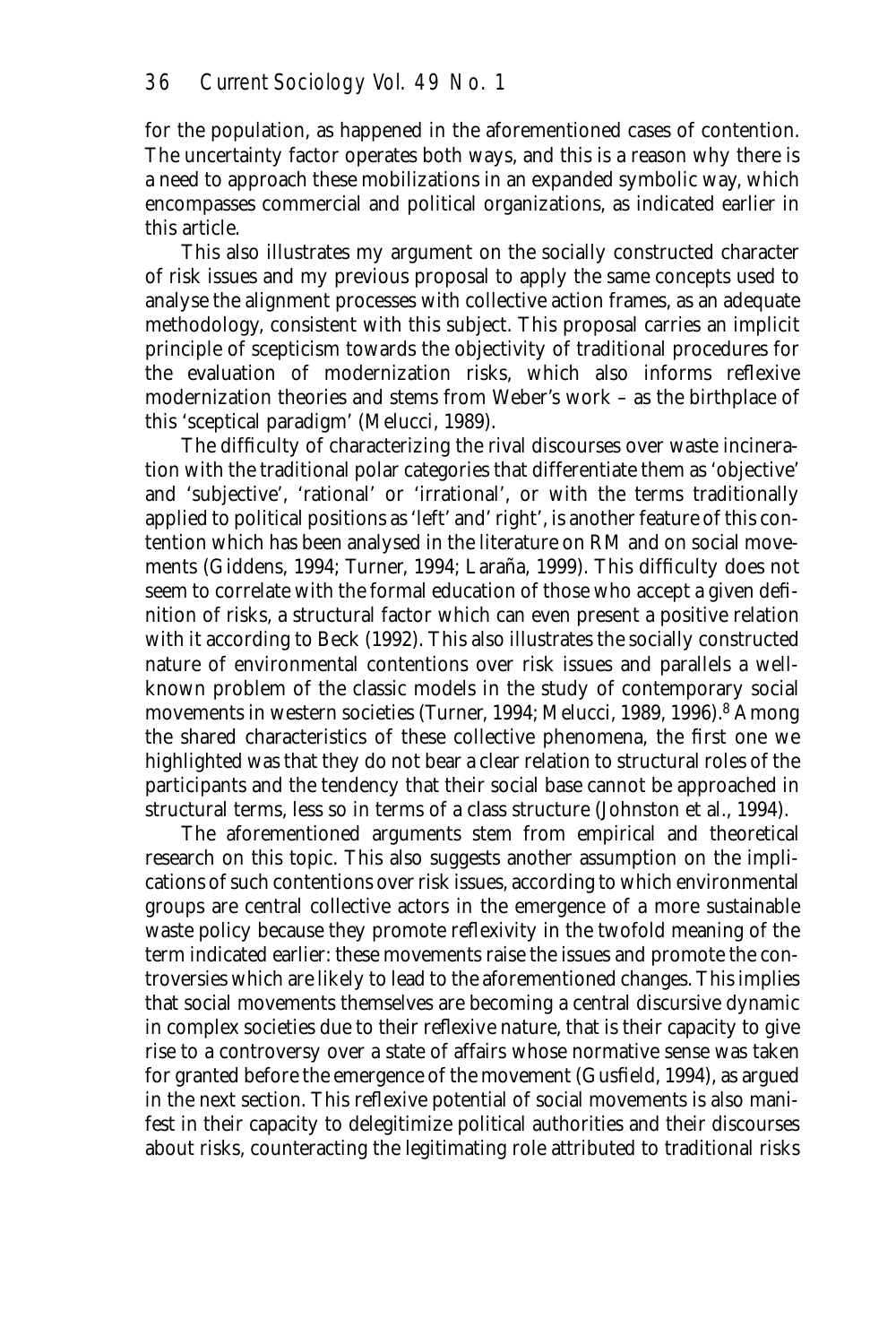for the population, as happened in the aforementioned cases of contention. The uncertainty factor operates both ways, and this is a reason why there is a need to approach these mobilizations in an expanded symbolic way, which encompasses commercial and political organizations, as indicated earlier in this article.

This also illustrates my argument on the socially constructed character of risk issues and my previous proposal to apply the same concepts used to analyse the alignment processes with collective action frames, as an adequate methodology, consistent with this subject. This proposal carries an implicit principle of scepticism towards the objectivity of traditional procedures for the evaluation of modernization risks, which also informs reflexive modernization theories and stems from Weber's work – as the birthplace of this 'sceptical paradigm' (Melucci, 1989).

The difficulty of characterizing the rival discourses over waste incineration with the traditional polar categories that differentiate them as 'objective' and 'subjective', 'rational' or 'irrational', or with the terms traditionally applied to political positions as 'left' and' right', is another feature of this contention which has been analysed in the literature on RM and on social movements (Giddens, 1994; Turner, 1994; Laraña, 1999). This difficulty does not seem to correlate with the formal education of those who accept a given definition of risks, a structural factor which can even present a positive relation with it according to Beck (1992). This also illustrates the socially constructed nature of environmental contentions over risk issues and parallels a well-known problem of the classic models in the study of contemporary social movements in western societies (Turner, 1994; Melucci, 1989, 1996).[8] Among the shared characteristics of these collective phenomena, the first one we highlighted was that they do not bear a clear relation to structural roles of the participants and the tendency that their social base cannot be approached in structural terms, less so in terms of a class structure (Johnston et al., 1994).

The aforementioned arguments stem from empirical and theoretical research on this topic. This also suggests another assumption on the implications of such contentions over risk issues, according to which environmental groups are central collective actors in the emergence of a more sustainable waste policy because they promote reflexivity in the twofold meaning of the term indicated earlier: these movements raise the issues and promote the controversies which are likely to lead to the aforementioned changes. This implies that social movements themselves are becoming a central discursive dynamic in complex societies due to their reflexive nature, that is their capacity to give rise to a controversy over a state of affairs whose normative sense was taken for granted before the emergence of the movement (Gusfield, 1994), as argued in the next section. This reflexive potential of social movements is also manifest in their capacity to delegitimize political authorities and their discourses about risks, counteracting the legitimating role attributed to traditional risks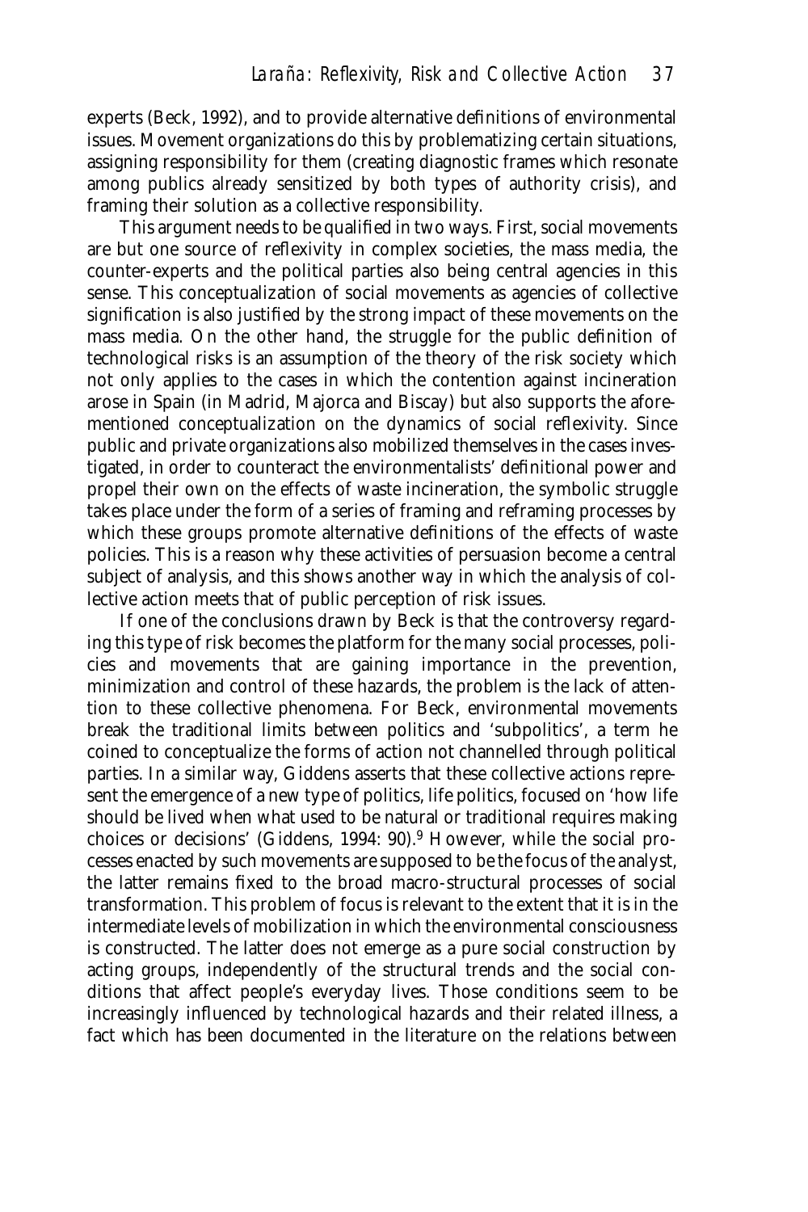experts (Beck, 1992), and to provide alternative definitions of environmental issues. Movement organizations do this by problematizing certain situations, assigning responsibility for them (creating diagnostic frames which resonate among publics already sensitized by both types of authority crisis), and framing their solution as a collective responsibility.

This argument needs to be qualified in two ways. First, social movements are but one source of reflexivity in complex societies, the mass media, the counter-experts and the political parties also being central agencies in this sense. This conceptualization of social movements as agencies of collective signification is also justified by the strong impact of these movements on the mass media. On the other hand, the struggle for the public definition of technological risks is an assumption of the theory of the risk society which not only applies to the cases in which the contention against incineration arose in Spain (in Madrid, Majorca and Biscay) but also supports the aforementioned conceptualization on the dynamics of social reflexivity. Since public and private organizations also mobilized themselves in the cases investigated, in order to counteract the environmentalists' definitional power and propel their own on the effects of waste incineration, the symbolic struggle takes place under the form of a series of framing and reframing processes by which these groups promote alternative definitions of the effects of waste policies. This is a reason why these activities of persuasion become a central subject of analysis, and this shows another way in which the analysis of collective action meets that of public perception of risk issues.

If one of the conclusions drawn by Beck is that the controversy regarding this type of risk becomes the platform for the many social processes, policies and movements that are gaining importance in the prevention, minimization and control of these hazards, the problem is the lack of attention to these collective phenomena. For Beck, environmental movements break the traditional limits between politics and 'subpolitics', a term he coined to conceptualize the forms of action not channelled through political parties. In a similar way, Giddens asserts that these collective actions represent the emergence of a new type of politics, life politics, focused on 'how life should be lived when what used to be natural or traditional requires making choices or decisions' (Giddens, 1994: 90).[9] However, while the social processes enacted by such movements are supposed to be the focus of the analyst, the latter remains fixed to the broad macro-structural processes of social transformation. This problem of focus is relevant to the extent that it is in the intermediate levels of mobilization in which the environmental consciousness is constructed. The latter does not emerge as a pure social construction by acting groups, independently of the structural trends and the social conditions that affect people's everyday lives. Those conditions seem to be increasingly influenced by technological hazards and their related illness, a fact which has been documented in the literature on the relations between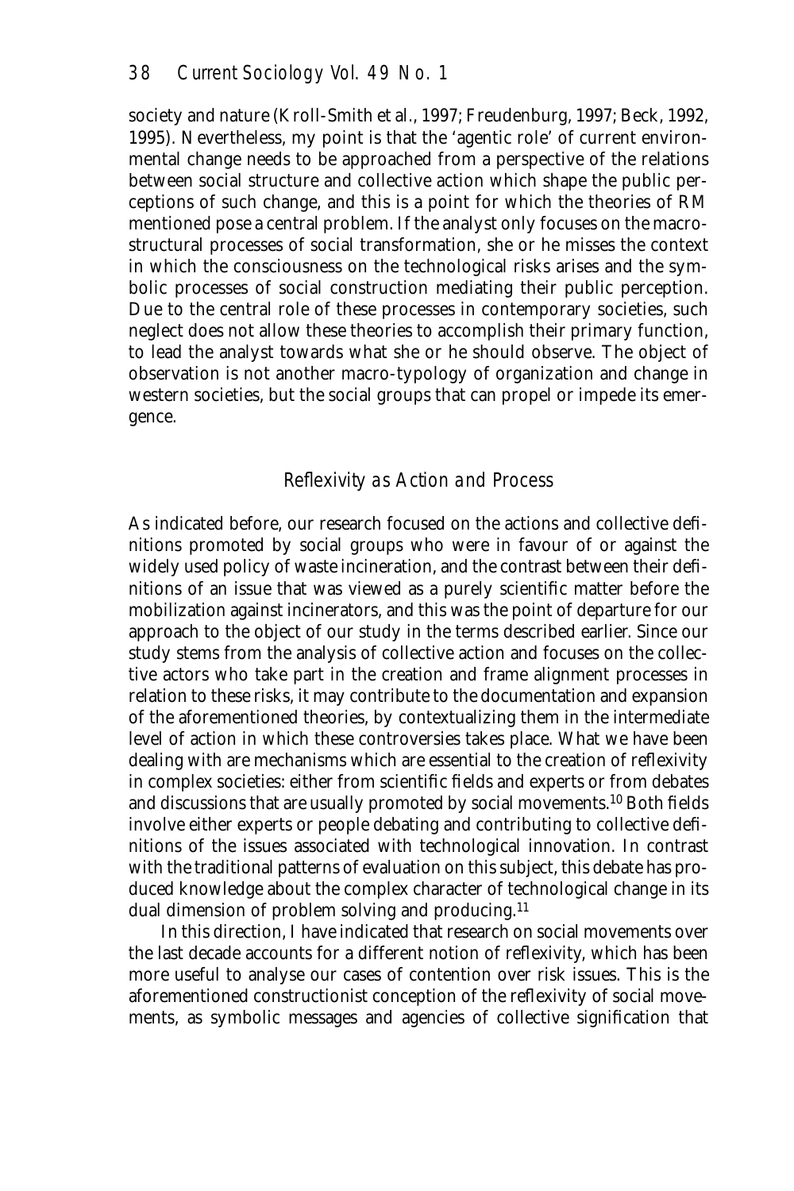society and nature (Kroll-Smith et al., 1997; Freudenburg, 1997; Beck, 1992, 1995). Nevertheless, my point is that the 'agentic role' of current environmental change needs to be approached from a perspective of the relations between social structure and collective action which shape the public perceptions of such change, and this is a point for which the theories of RM mentioned pose a central problem. If the analyst only focuses on the macrostructural processes of social transformation, she or he misses the context in which the consciousness on the technological risks arises and the symbolic processes of social construction mediating their public perception. Due to the central role of these processes in contemporary societies, such neglect does not allow these theories to accomplish their primary function, to lead the analyst towards what she or he should observe. The object of observation is not another macro-typology of organization and change in western societies, but the social groups that can propel or impede its emergence.

## *Reflexivity as Action and Process*

As indicated before, our research focused on the actions and collective definitions promoted by social groups who were in favour of or against the widely used policy of waste incineration, and the contrast between their definitions of an issue that was viewed as a purely scientific matter before the mobilization against incinerators, and this was the point of departure for our approach to the object of our study in the terms described earlier. Since our study stems from the analysis of collective action and focuses on the collective actors who take part in the creation and frame alignment processes in relation to these risks, it may contribute to the documentation and expansion of the aforementioned theories, by contextualizing them in the intermediate level of action in which these controversies takes place. What we have been dealing with are mechanisms which are essential to the creation of reflexivity in complex societies: either from scientific fields and experts or from debates and discussions that are usually promoted by social movements.[10] Both fields involve either experts or people debating and contributing to collective definitions of the issues associated with technological innovation. In contrast with the traditional patterns of evaluation on this subject, this debate has produced knowledge about the complex character of technological change in its dual dimension of problem solving and producing.[11]

In this direction, I have indicated that research on social movements over the last decade accounts for a different notion of reflexivity, which has been more useful to analyse our cases of contention over risk issues. This is the aforementioned constructionist conception of the reflexivity of social movements, as symbolic messages and agencies of collective signification that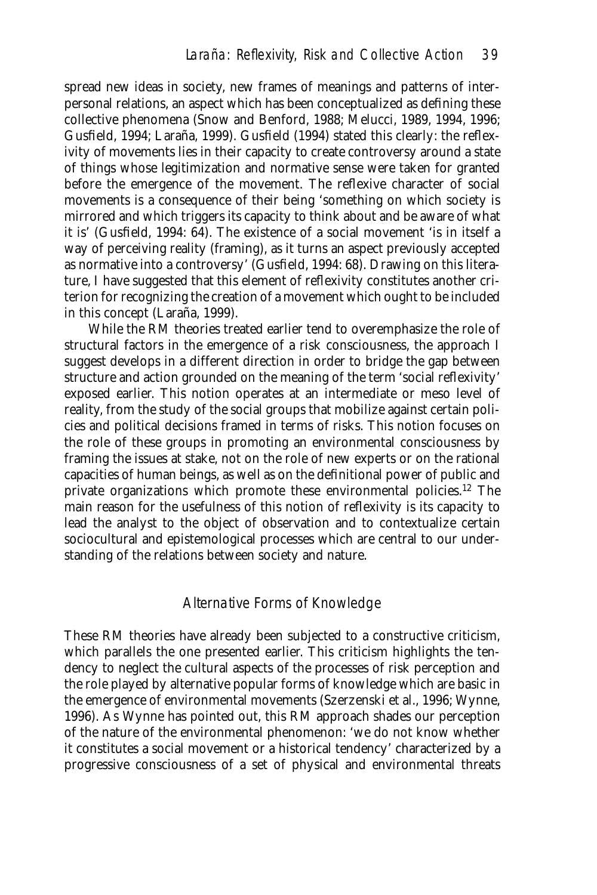spread new ideas in society, new frames of meanings and patterns of interpersonal relations, an aspect which has been conceptualized as defining these collective phenomena (Snow and Benford, 1988; Melucci, 1989, 1994, 1996; Gusfield, 1994; Laraña, 1999). Gusfield (1994) stated this clearly: the reflexivity of movements lies in their capacity to create controversy around a state of things whose legitimization and normative sense were taken for granted before the emergence of the movement. The reflexive character of social movements is a consequence of their being 'something on which society is mirrored and which triggers its capacity to think about and be aware of what it is' (Gusfield, 1994: 64). The existence of a social movement 'is in itself a way of perceiving reality (framing), as it turns an aspect previously accepted as normative into a controversy' (Gusfield, 1994: 68). Drawing on this literature, I have suggested that this element of reflexivity constitutes another criterion for recognizing the creation of a movement which ought to be included in this concept (Laraña, 1999).

While the RM theories treated earlier tend to overemphasize the role of structural factors in the emergence of a risk consciousness, the approach I suggest develops in a different direction in order to bridge the gap between structure and action grounded on the meaning of the term 'social reflexivity' exposed earlier. This notion operates at an intermediate or meso level of reality, from the study of the social groups that mobilize against certain policies and political decisions framed in terms of risks. This notion focuses on the role of these groups in promoting an environmental consciousness by framing the issues at stake, not on the role of new experts or on the rational capacities of human beings, as well as on the definitional power of public and private organizations which promote these environmental policies.[12] The main reason for the usefulness of this notion of reflexivity is its capacity to lead the analyst to the object of observation and to contextualize certain sociocultural and epistemological processes which are central to our understanding of the relations between society and nature.

## Alternative Forms of Knowledge

These RM theories have already been subjected to a constructive criticism, which parallels the one presented earlier. This criticism highlights the tendency to neglect the cultural aspects of the processes of risk perception and the role played by alternative popular forms of knowledge which are basic in the emergence of environmental movements (Szerzenski et al., 1996; Wynne, 1996). As Wynne has pointed out, this RM approach shades our perception of the nature of the environmental phenomenon: 'we do not know whether it constitutes a social movement or a historical tendency' characterized by a progressive consciousness of a set of physical and environmental threats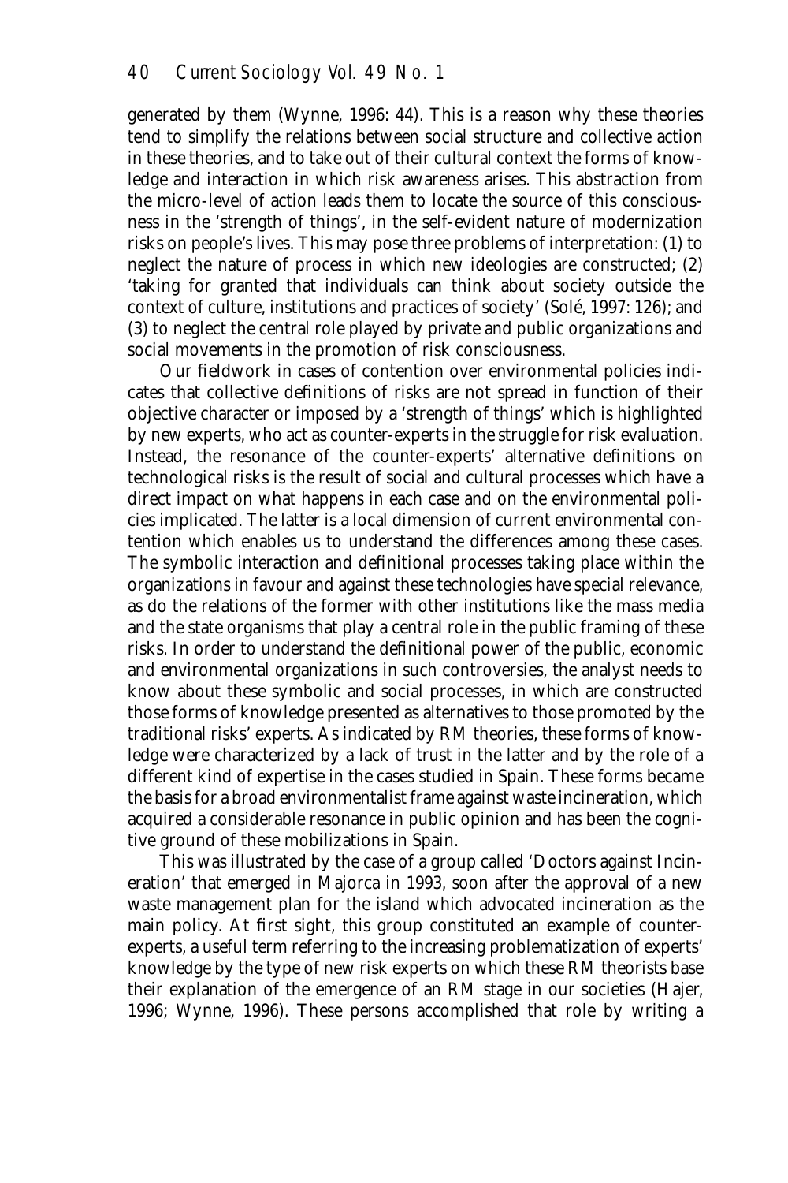generated by them (Wynne, 1996: 44). This is a reason why these theories tend to simplify the relations between social structure and collective action in these theories, and to take out of their cultural context the forms of knowledge and interaction in which risk awareness arises. This abstraction from the micro-level of action leads them to locate the source of this consciousness in the 'strength of things', in the self-evident nature of modernization risks on people's lives. This may pose three problems of interpretation: (1) to neglect the nature of process in which new ideologies are constructed; (2) 'taking for granted that individuals can think about society outside the context of culture, institutions and practices of society' (Solé, 1997: 126); and (3) to neglect the central role played by private and public organizations and social movements in the promotion of risk consciousness.

Our fieldwork in cases of contention over environmental policies indicates that collective definitions of risks are not spread in function of their objective character or imposed by a 'strength of things' which is highlighted by new experts, who act as counter-experts in the struggle for risk evaluation. Instead, the resonance of the counter-experts' alternative definitions on technological risks is the result of social and cultural processes which have a direct impact on what happens in each case and on the environmental policies implicated. The latter is a local dimension of current environmental contention which enables us to understand the differences among these cases. The symbolic interaction and definitional processes taking place within the organizations in favour and against these technologies have special relevance, as do the relations of the former with other institutions like the mass media and the state organisms that play a central role in the public framing of these risks. In order to understand the definitional power of the public, economic and environmental organizations in such controversies, the analyst needs to know about these symbolic and social processes, in which are constructed those forms of knowledge presented as alternatives to those promoted by the traditional risks' experts. As indicated by RM theories, these forms of knowledge were characterized by a lack of trust in the latter and by the role of a different kind of expertise in the cases studied in Spain. These forms became the basis for a broad environmentalist frame against waste incineration, which acquired a considerable resonance in public opinion and has been the cognitive ground of these mobilizations in Spain.

This was illustrated by the case of a group called 'Doctors against Incineration' that emerged in Majorca in 1993, soon after the approval of a new waste management plan for the island which advocated incineration as the main policy. At first sight, this group constituted an example of counter-experts, a useful term referring to the increasing problematization of experts' knowledge by the type of new risk experts on which these RM theorists base their explanation of the emergence of an RM stage in our societies (Hajer, 1996; Wynne, 1996). These persons accomplished that role by writing a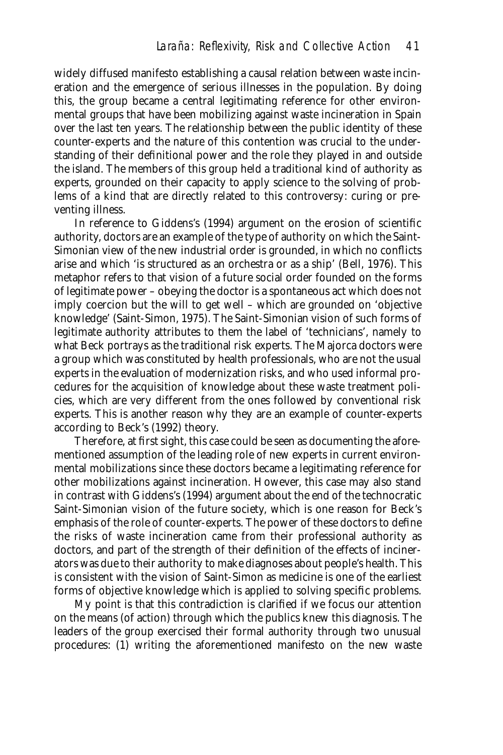widely diffused manifesto establishing a causal relation between waste incineration and the emergence of serious illnesses in the population. By doing this, the group became a central legitimating reference for other environmental groups that have been mobilizing against waste incineration in Spain over the last ten years. The relationship between the public identity of these counter-experts and the nature of this contention was crucial to the understanding of their definitional power and the role they played in and outside the island. The members of this group held a traditional kind of authority as experts, grounded on their capacity to apply science to the solving of problems of a kind that are directly related to this controversy: curing or preventing illness.

In reference to Giddens's (1994) argument on the erosion of scientific authority, doctors are an example of the type of authority on which the Saint-Simonian view of the new industrial order is grounded, in which no conflicts arise and which 'is structured as an orchestra or as a ship' (Bell, 1976). This metaphor refers to that vision of a future social order founded on the forms of legitimate power – obeying the doctor is a spontaneous act which does not imply coercion but the will to get well – which are grounded on 'objective knowledge' (Saint-Simon, 1975). The Saint-Simonian vision of such forms of legitimate authority attributes to them the label of 'technicians', namely to what Beck portrays as the traditional risk experts. The Majorca doctors were a group which was constituted by health professionals, who are not the usual experts in the evaluation of modernization risks, and who used informal procedures for the acquisition of knowledge about these waste treatment policies, which are very different from the ones followed by conventional risk experts. This is another reason why they are an example of counter-experts according to Beck's (1992) theory.

Therefore, at first sight, this case could be seen as documenting the aforementioned assumption of the leading role of new experts in current environmental mobilizations since these doctors became a legitimating reference for other mobilizations against incineration. However, this case may also stand in contrast with Giddens's (1994) argument about the end of the technocratic Saint-Simonian vision of the future society, which is one reason for Beck's emphasis of the role of counter-experts. The power of these doctors to define the risks of waste incineration came from their professional authority as doctors, and part of the strength of their definition of the effects of incinerators was due to their authority to make diagnoses about people's health. This is consistent with the vision of Saint-Simon as medicine is one of the earliest forms of objective knowledge which is applied to solving specific problems.

My point is that this contradiction is clarified if we focus our attention on the means (of action) through which the publics knew this diagnosis. The leaders of the group exercised their formal authority through two unusual procedures: (1) writing the aforementioned manifesto on the new waste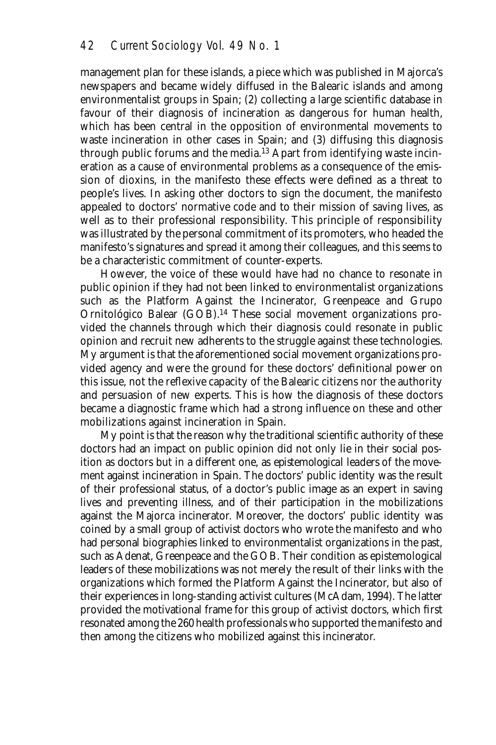management plan for these islands, a piece which was published in Majorca's newspapers and became widely diffused in the Balearic islands and among environmentalist groups in Spain; (2) collecting a large scientific database in favour of their diagnosis of incineration as dangerous for human health, which has been central in the opposition of environmental movements to waste incineration in other cases in Spain; and (3) diffusing this diagnosis through public forums and the media.[13] Apart from identifying waste incineration as a cause of environmental problems as a consequence of the emission of dioxins, in the manifesto these effects were defined as a threat to people's lives. In asking other doctors to sign the document, the manifesto appealed to doctors' normative code and to their mission of saving lives, as well as to their professional responsibility. This principle of responsibility was illustrated by the personal commitment of its promoters, who headed the manifesto's signatures and spread it among their colleagues, and this seems to be a characteristic commitment of counter-experts.

However, the voice of these would have had no chance to resonate in public opinion if they had not been linked to environmentalist organizations such as the Platform Against the Incinerator, Greenpeace and Grupo Ornitológico Balear (GOB).[14] These social movement organizations provided the channels through which their diagnosis could resonate in public opinion and recruit new adherents to the struggle against these technologies. My argument is that the aforementioned social movement organizations provided agency and were the ground for these doctors' definitional power on this issue, not the reflexive capacity of the Balearic citizens nor the authority and persuasion of new experts. This is how the diagnosis of these doctors became a diagnostic frame which had a strong influence on these and other mobilizations against incineration in Spain.

My point is that the reason why the traditional scientific authority of these doctors had an impact on public opinion did not only lie in their social position as doctors but in a different one, as epistemological leaders of the movement against incineration in Spain. The doctors' public identity was the result of their professional status, of a doctor's public image as an expert in saving lives and preventing illness, and of their participation in the mobilizations against the Majorca incinerator. Moreover, the doctors' public identity was coined by a small group of activist doctors who wrote the manifesto and who had personal biographies linked to environmentalist organizations in the past, such as Adenat, Greenpeace and the GOB. Their condition as epistemological leaders of these mobilizations was not merely the result of their links with the organizations which formed the Platform Against the Incinerator, but also of their experiences in long-standing activist cultures (McAdam, 1994). The latter provided the motivational frame for this group of activist doctors, which first resonated among the 260 health professionals who supported the manifesto and then among the citizens who mobilized against this incinerator.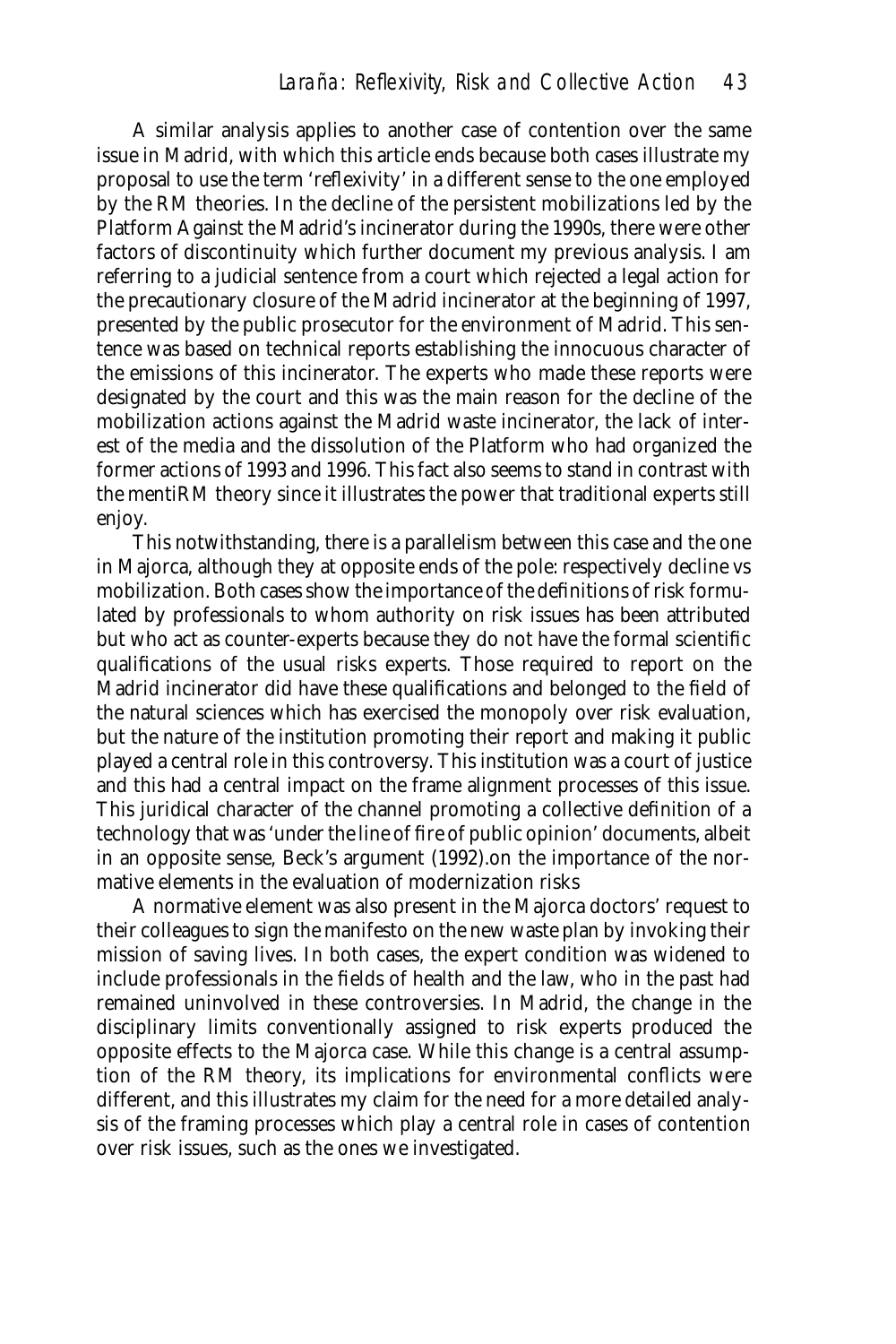A similar analysis applies to another case of contention over the same issue in Madrid, with which this article ends because both cases illustrate my proposal to use the term 'reflexivity' in a different sense to the one employed by the RM theories. In the decline of the persistent mobilizations led by the Platform Against the Madrid's incinerator during the 1990s, there were other factors of discontinuity which further document my previous analysis. I am referring to a judicial sentence from a court which rejected a legal action for the precautionary closure of the Madrid incinerator at the beginning of 1997, presented by the public prosecutor for the environment of Madrid. This sentence was based on technical reports establishing the innocuous character of the emissions of this incinerator. The experts who made these reports were designated by the court and this was the main reason for the decline of the mobilization actions against the Madrid waste incinerator, the lack of interest of the media and the dissolution of the Platform who had organized the former actions of 1993 and 1996. This fact also seems to stand in contrast with the mentiRM theory since it illustrates the power that traditional experts still enjoy.

This notwithstanding, there is a parallelism between this case and the one in Majorca, although they at opposite ends of the pole: respectively decline vs mobilization. Both cases show the importance of the definitions of risk formulated by professionals to whom authority on risk issues has been attributed but who act as counter-experts because they do not have the formal scientific qualifications of the usual risks experts. Those required to report on the Madrid incinerator did have these qualifications and belonged to the field of the natural sciences which has exercised the monopoly over risk evaluation, but the nature of the institution promoting their report and making it public played a central role in this controversy. This institution was a court of justice and this had a central impact on the frame alignment processes of this issue. This juridical character of the channel promoting a collective definition of a technology that was 'under the line of fire of public opinion' documents, albeit in an opposite sense, Beck's argument (1992).on the importance of the normative elements in the evaluation of modernization risks

A normative element was also present in the Majorca doctors' request to their colleagues to sign the manifesto on the new waste plan by invoking their mission of saving lives. In both cases, the expert condition was widened to include professionals in the fields of health and the law, who in the past had remained uninvolved in these controversies. In Madrid, the change in the disciplinary limits conventionally assigned to risk experts produced the opposite effects to the Majorca case. While this change is a central assumption of the RM theory, its implications for environmental conflicts were different, and this illustrates my claim for the need for a more detailed analysis of the framing processes which play a central role in cases of contention over risk issues, such as the ones we investigated.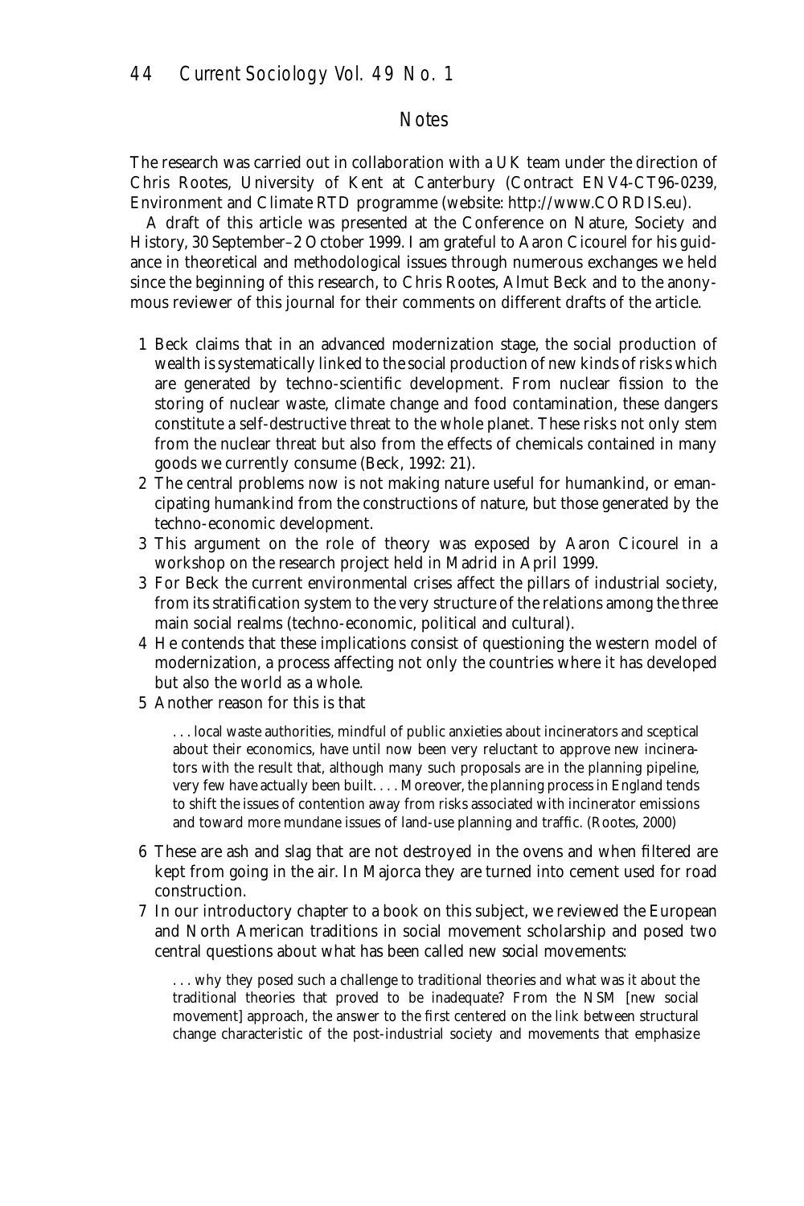## Notes

The research was carried out in collaboration with a UK team under the direction of Chris Rootes, University of Kent at Canterbury (Contract ENV4-CT96-0239, Environment and Climate RTD programme (website: http://www.CORDIS.eu).

A draft of this article was presented at the Conference on Nature, Society and History, 30 September–2 October 1999. I am grateful to Aaron Cicourel for his guidance in theoretical and methodological issues through numerous exchanges we held since the beginning of this research, to Chris Rootes, Almut Beck and to the anonymous reviewer of this journal for their comments on different drafts of the article.

1 Beck claims that in an advanced modernization stage, the social production of wealth is systematically linked to the social production of new kinds of risks which are generated by techno-scientific development. From nuclear fission to the storing of nuclear waste, climate change and food contamination, these dangers constitute a self-destructive threat to the whole planet. These risks not only stem from the nuclear threat but also from the effects of chemicals contained in many goods we currently consume (Beck, 1992: 21).

2 The central problems now is not making nature useful for humankind, or emancipating humankind from the constructions of nature, but those generated by the techno-economic development.

3 This argument on the role of theory was exposed by Aaron Cicourel in a workshop on the research project held in Madrid in April 1999.

3 For Beck the current environmental crises affect the pillars of industrial society, from its stratification system to the very structure of the relations among the three main social realms (techno-economic, political and cultural).

4 He contends that these implications consist of questioning the western model of modernization, a process affecting not only the countries where it has developed but also the world as a whole.

5 Another reason for this is that

> . . . local waste authorities, mindful of public anxieties about incinerators and sceptical about their economics, have until now been very reluctant to approve new incinerators with the result that, although many such proposals are in the planning pipeline, very few have actually been built. . . . Moreover, the planning process in England tends to shift the issues of contention away from risks associated with incinerator emissions and toward more mundane issues of land-use planning and traffic. (Rootes, 2000)

6 These are ash and slag that are not destroyed in the ovens and when filtered are kept from going in the air. In Majorca they are turned into cement used for road construction.

7 In our introductory chapter to a book on this subject, we reviewed the European and North American traditions in social movement scholarship and posed two central questions about what has been called new social movements:

> . . . why they posed such a challenge to traditional theories and what was it about the traditional theories that proved to be inadequate? From the NSM [new social movement] approach, the answer to the first centered on the link between structural change characteristic of the post-industrial society and movements that emphasize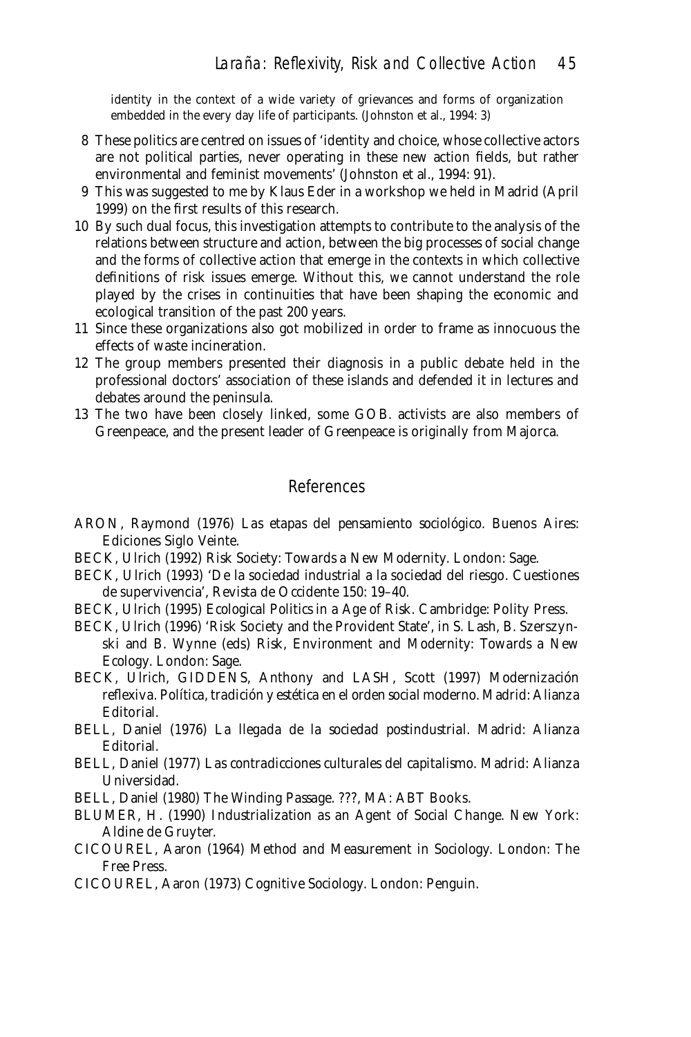identity in the context of a wide variety of grievances and forms of organization embedded in the every day life of participants. (Johnston et al., 1994: 3)

8. These politics are centred on issues of 'identity and choice, whose collective actors are not political parties, never operating in these new action fields, but rather environmental and feminist movements' (Johnston et al., 1994: 91).
9. This was suggested to me by Klaus Eder in a workshop we held in Madrid (April 1999) on the first results of this research.
10. By such dual focus, this investigation attempts to contribute to the analysis of the relations between structure and action, between the big processes of social change and the forms of collective action that emerge in the contexts in which collective definitions of risk issues emerge. Without this, we cannot understand the role played by the crises in continuities that have been shaping the economic and ecological transition of the past 200 years.
11. Since these organizations also got mobilized in order to frame as innocuous the effects of waste incineration.
12. The group members presented their diagnosis in a public debate held in the professional doctors' association of these islands and defended it in lectures and debates around the peninsula.
13. The two have been closely linked, some GOB. activists are also members of Greenpeace, and the present leader of Greenpeace is originally from Majorca.

## References

ARON, Raymond (1976) *Las etapas del pensamiento sociológico*. Buenos Aires: Ediciones Siglo Veinte.

BECK, Ulrich (1992) *Risk Society: Towards a New Modernity*. London: Sage.

BECK, Ulrich (1993) 'De la sociedad industrial a la sociedad del riesgo. Cuestiones de supervivencia', *Revista de Occidente* 150: 19–40.

BECK, Ulrich (1995) *Ecological Politics in a Age of Risk*. Cambridge: Polity Press.

BECK, Ulrich (1996) 'Risk Society and the Provident State', in S. Lash, B. Szerszynski and B. Wynne (eds) *Risk, Environment and Modernity: Towards a New Ecology*. London: Sage.

BECK, Ulrich, GIDDENS, Anthony and LASH, Scott (1997) *Modernización reflexiva. Política, tradición y estética en el orden social moderno*. Madrid: Alianza Editorial.

BELL, Daniel (1976) *La llegada de la sociedad postindustrial*. Madrid: Alianza Editorial.

BELL, Daniel (1977) *Las contradicciones culturales del capitalismo*. Madrid: Alianza Universidad.

BELL, Daniel (1980) *The Winding Passage*. ???, MA: ABT Books.

BLUMER, H. (1990) *Industrialization as an Agent of Social Change*. New York: Aldine de Gruyter.

CICOUREL, Aaron (1964) *Method and Measurement in Sociology*. London: The Free Press.

CICOUREL, Aaron (1973) *Cognitive Sociology*. London: Penguin.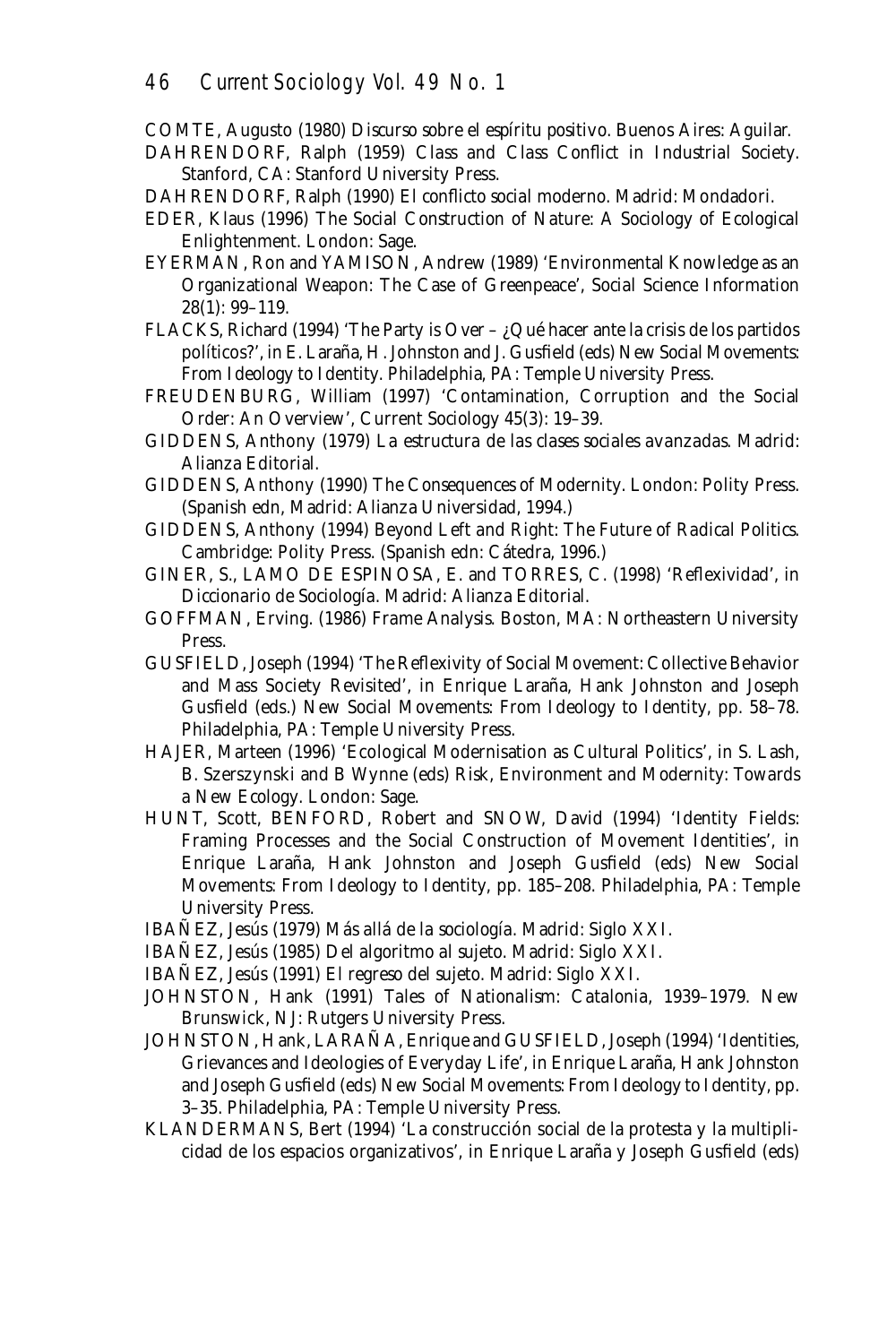COMTE, Augusto (1980) *Discurso sobre el espíritu positivo*. Buenos Aires: Aguilar.

DAHRENDORF, Ralph (1959) *Class and Class Conflict in Industrial Society*. Stanford, CA: Stanford University Press.

DAHRENDORF, Ralph (1990) *El conflicto social moderno*. Madrid: Mondadori.

EDER, Klaus (1996) *The Social Construction of Nature: A Sociology of Ecological Enlightenment*. London: Sage.

EYERMAN, Ron and YAMISON, Andrew (1989) 'Environmental Knowledge as an Organizational Weapon: The Case of Greenpeace', *Social Science Information* 28(1): 99–119.

FLACKS, Richard (1994) 'The Party is Over – ¿Qué hacer ante la crisis de los partidos políticos?', in E. Laraña, H. Johnston and J. Gusfield (eds) *New Social Movements: From Ideology to Identity*. Philadelphia, PA: Temple University Press.

FREUDENBURG, William (1997) 'Contamination, Corruption and the Social Order: An Overview', *Current Sociology* 45(3): 19–39.

GIDDENS, Anthony (1979) *La estructura de las clases sociales avanzadas*. Madrid: Alianza Editorial.

GIDDENS, Anthony (1990) *The Consequences of Modernity*. London: Polity Press. (Spanish edn, Madrid: Alianza Universidad, 1994.)

GIDDENS, Anthony (1994) *Beyond Left and Right: The Future of Radical Politics*. Cambridge: Polity Press. (Spanish edn: Cátedra, 1996.)

GINER, S., LAMO DE ESPINOSA, E. and TORRES, C. (1998) 'Reflexividad', in *Diccionario de Sociología*. Madrid: Alianza Editorial.

GOFFMAN, Erving. (1986) *Frame Analysis*. Boston, MA: Northeastern University Press.

GUSFIELD, Joseph (1994) 'The Reflexivity of Social Movement: Collective Behavior and Mass Society Revisited', in Enrique Laraña, Hank Johnston and Joseph Gusfield (eds.) *New Social Movements: From Ideology to Identity*, pp. 58–78. Philadelphia, PA: Temple University Press.

HAJER, Marteen (1996) 'Ecological Modernisation as Cultural Politics', in S. Lash, B. Szerszynski and B Wynne (eds) *Risk, Environment and Modernity: Towards a New Ecology*. London: Sage.

HUNT, Scott, BENFORD, Robert and SNOW, David (1994) 'Identity Fields: Framing Processes and the Social Construction of Movement Identities', in Enrique Laraña, Hank Johnston and Joseph Gusfield (eds) *New Social Movements: From Ideology to Identity*, pp. 185–208. Philadelphia, PA: Temple University Press.

IBAÑEZ, Jesús (1979) *Más allá de la sociología*. Madrid: Siglo XXI.

IBAÑEZ, Jesús (1985) *Del algoritmo al sujeto*. Madrid: Siglo XXI.

IBAÑEZ, Jesús (1991) *El regreso del sujeto*. Madrid: Siglo XXI.

JOHNSTON, Hank (1991) *Tales of Nationalism: Catalonia, 1939–1979*. New Brunswick, NJ: Rutgers University Press.

JOHNSTON, Hank, LARAÑA, Enrique and GUSFIELD, Joseph (1994) 'Identities, Grievances and Ideologies of Everyday Life', in Enrique Laraña, Hank Johnston and Joseph Gusfield (eds) *New Social Movements: From Ideology to Identity*, pp. 3–35. Philadelphia, PA: Temple University Press.

KLANDERMANS, Bert (1994) 'La construcción social de la protesta y la multiplicidad de los espacios organizativos', in Enrique Laraña y Joseph Gusfield (eds)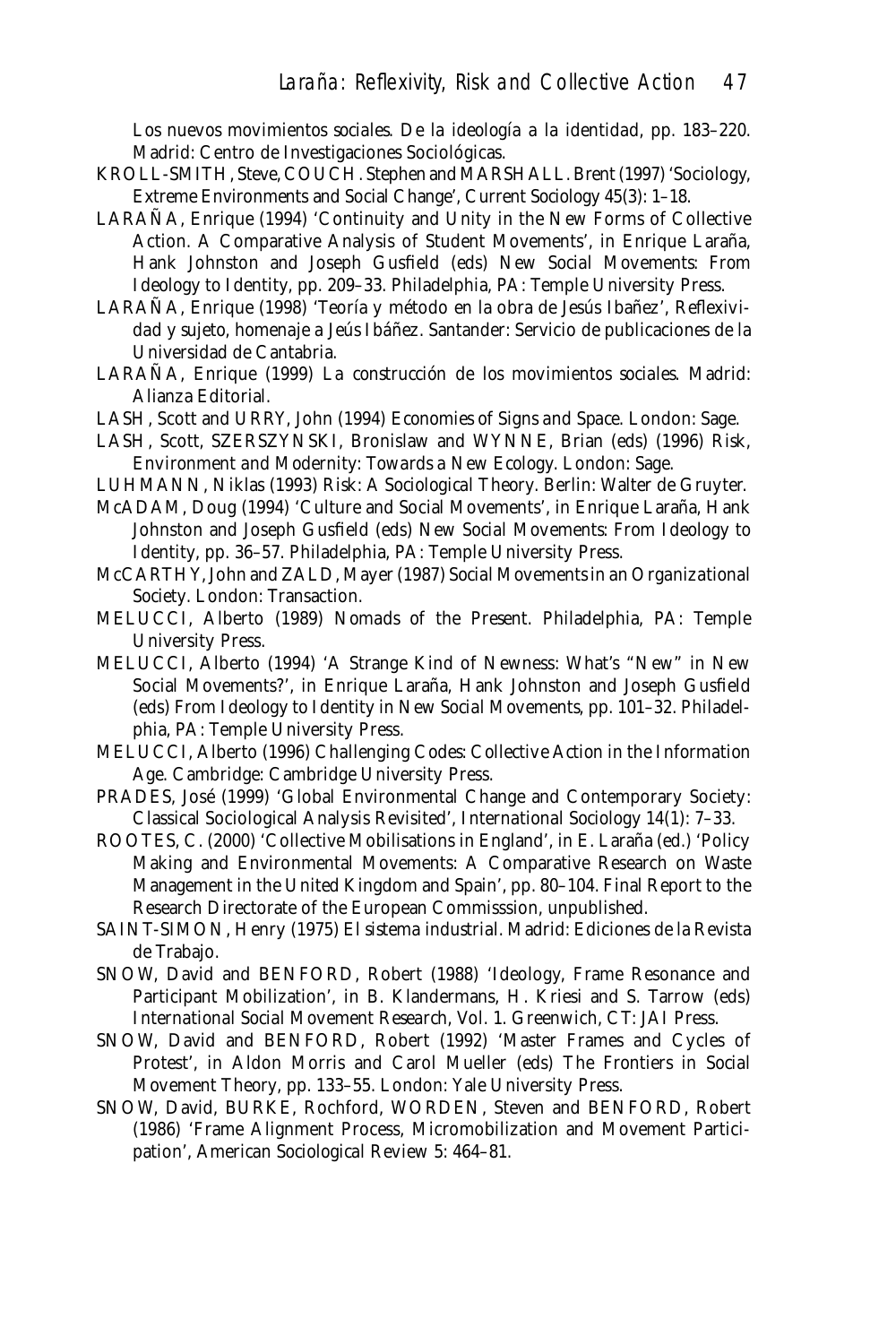Los nuevos movimientos sociales. De la ideología a la identidad, pp. 183–220. Madrid: Centro de Investigaciones Sociológicas.

KROLL-SMITH, Steve, COUCH. Stephen and MARSHALL. Brent (1997) 'Sociology, Extreme Environments and Social Change', *Current Sociology* 45(3): 1–18.

LARAÑA, Enrique (1994) 'Continuity and Unity in the New Forms of Collective Action. A Comparative Analysis of Student Movements', in Enrique Laraña, Hank Johnston and Joseph Gusfield (eds) *New Social Movements: From Ideology to Identity*, pp. 209–33. Philadelphia, PA: Temple University Press.

LARAÑA, Enrique (1998) 'Teoría y método en la obra de Jesús Ibañez', *Reflexividad y sujeto, homenaje a Jeús Ibáñez*. Santander: Servicio de publicaciones de la Universidad de Cantabria.

LARAÑA, Enrique (1999) *La construcción de los movimientos sociales*. Madrid: Alianza Editorial.

LASH, Scott and URRY, John (1994) *Economies of Signs and Space*. London: Sage.

LASH, Scott, SZERSZYNSKI, Bronislaw and WYNNE, Brian (eds) (1996) *Risk, Environment and Modernity: Towards a New Ecology*. London: Sage.

LUHMANN, Niklas (1993) *Risk: A Sociological Theory*. Berlin: Walter de Gruyter.

McADAM, Doug (1994) 'Culture and Social Movements', in Enrique Laraña, Hank Johnston and Joseph Gusfield (eds) *New Social Movements: From Ideology to Identity*, pp. 36–57. Philadelphia, PA: Temple University Press.

McCARTHY, John and ZALD, Mayer (1987) *Social Movements in an Organizational Society*. London: Transaction.

MELUCCI, Alberto (1989) *Nomads of the Present*. Philadelphia, PA: Temple University Press.

MELUCCI, Alberto (1994) 'A Strange Kind of Newness: What's "New" in New Social Movements?', in Enrique Laraña, Hank Johnston and Joseph Gusfield (eds) *From Ideology to Identity in New Social Movements*, pp. 101–32. Philadelphia, PA: Temple University Press.

MELUCCI, Alberto (1996) *Challenging Codes: Collective Action in the Information Age*. Cambridge: Cambridge University Press.

PRADES, José (1999) 'Global Environmental Change and Contemporary Society: Classical Sociological Analysis Revisited', *International Sociology* 14(1): 7–33.

ROOTES, C. (2000) 'Collective Mobilisations in England', in E. Laraña (ed.) 'Policy Making and Environmental Movements: A Comparative Research on Waste Management in the United Kingdom and Spain', pp. 80–104. Final Report to the Research Directorate of the European Commisssion, unpublished.

SAINT-SIMON, Henry (1975) *El sistema industrial*. Madrid: Ediciones de la Revista de Trabajo.

SNOW, David and BENFORD, Robert (1988) 'Ideology, Frame Resonance and Participant Mobilization', in B. Klandermans, H. Kriesi and S. Tarrow (eds) *International Social Movement Research*, Vol. 1. Greenwich, CT: JAI Press.

SNOW, David and BENFORD, Robert (1992) 'Master Frames and Cycles of Protest', in Aldon Morris and Carol Mueller (eds) *The Frontiers in Social Movement Theory*, pp. 133–55. London: Yale University Press.

SNOW, David, BURKE, Rochford, WORDEN, Steven and BENFORD, Robert (1986) 'Frame Alignment Process, Micromobilization and Movement Participation', *American Sociological Review* 5: 464–81.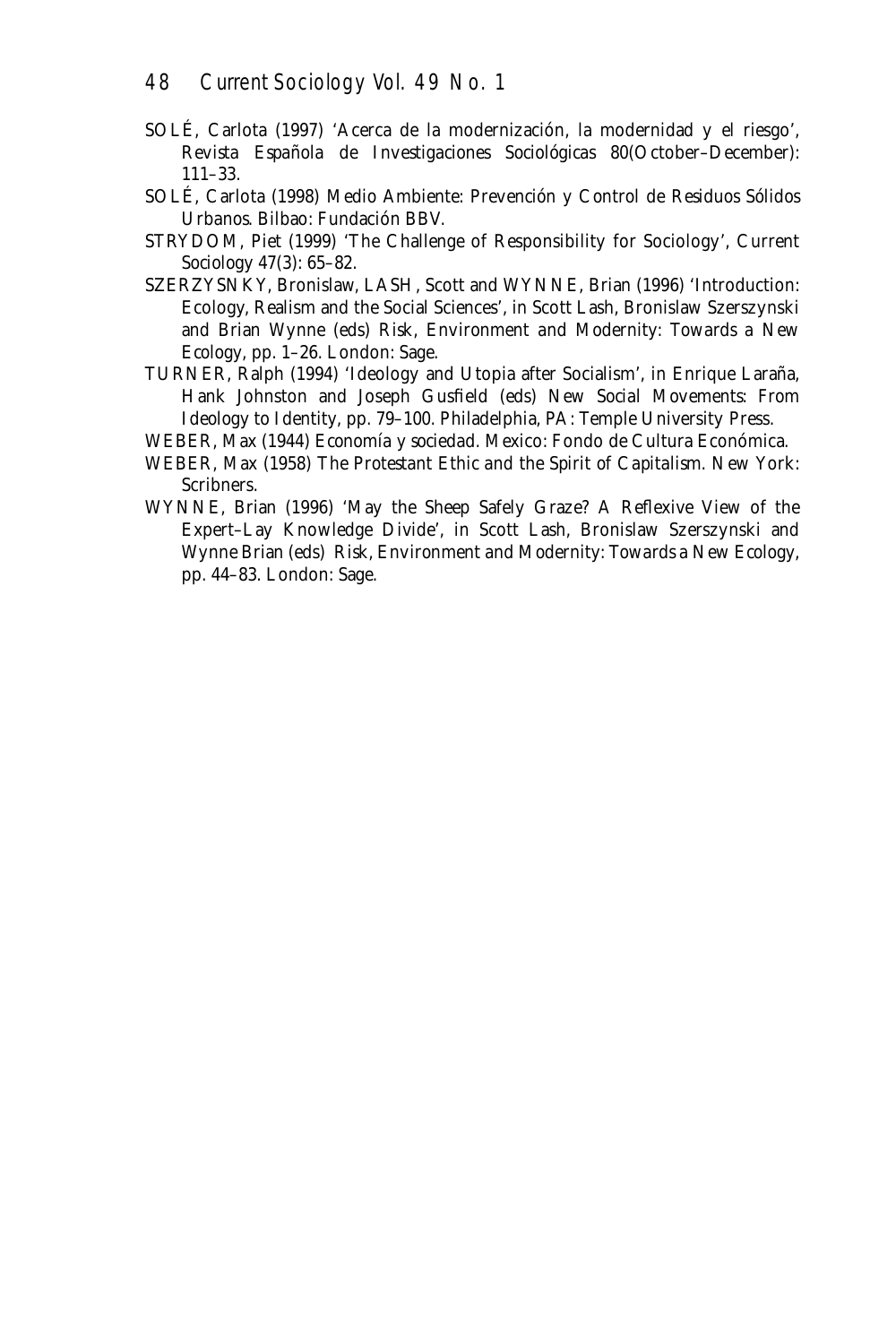SOLÉ, Carlota (1997) 'Acerca de la modernización, la modernidad y el riesgo', Revista Española de Investigaciones Sociológicas 80(October–December): 111–33.

SOLÉ, Carlota (1998) Medio Ambiente: Prevención y Control de Residuos Sólidos Urbanos. Bilbao: Fundación BBV.

STRYDOM, Piet (1999) 'The Challenge of Responsibility for Sociology', Current Sociology 47(3): 65–82.

SZERZYSNKY, Bronislaw, LASH, Scott and WYNNE, Brian (1996) 'Introduction: Ecology, Realism and the Social Sciences', in Scott Lash, Bronislaw Szerszynski and Brian Wynne (eds) Risk, Environment and Modernity: Towards a New Ecology, pp. 1–26. London: Sage.

TURNER, Ralph (1994) 'Ideology and Utopia after Socialism', in Enrique Laraña, Hank Johnston and Joseph Gusfield (eds) New Social Movements: From Ideology to Identity, pp. 79–100. Philadelphia, PA: Temple University Press.

WEBER, Max (1944) Economía y sociedad. Mexico: Fondo de Cultura Económica.

WEBER, Max (1958) The Protestant Ethic and the Spirit of Capitalism. New York: Scribners.

WYNNE, Brian (1996) 'May the Sheep Safely Graze? A Reflexive View of the Expert–Lay Knowledge Divide', in Scott Lash, Bronislaw Szerszynski and Wynne Brian (eds) Risk, Environment and Modernity: Towards a New Ecology, pp. 44–83. London: Sage.